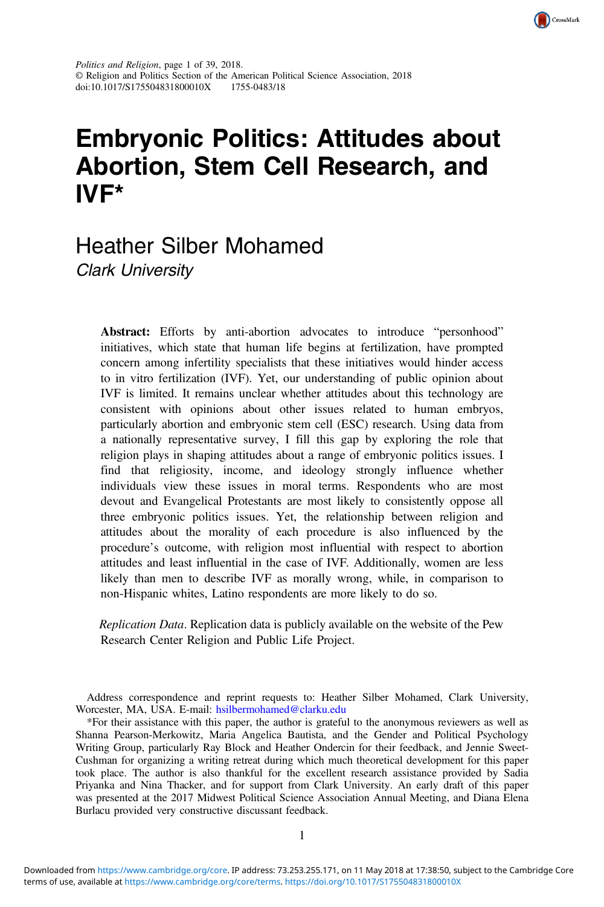# Embryonic Politics: Attitudes about Abortion, Stem Cell Research, and IVF*

## Heather Silber Mohamed

*Clark University*

**Abstract:** Efforts by anti-abortion advocates to introduce "personhood" initiatives, which state that human life begins at fertilization, have prompted concern among infertility specialists that these initiatives would hinder access to in vitro fertilization (IVF). Yet, our understanding of public opinion about IVF is limited. It remains unclear whether attitudes about this technology are consistent with opinions about other issues related to human embryos, particularly abortion and embryonic stem cell (ESC) research. Using data from a nationally representative survey, I fill this gap by exploring the role that religion plays in shaping attitudes about a range of embryonic politics issues. I find that religiosity, income, and ideology strongly influence whether individuals view these issues in moral terms. Respondents who are most devout and Evangelical Protestants are most likely to consistently oppose all three embryonic politics issues. Yet, the relationship between religion and attitudes about the morality of each procedure is also influenced by the procedure's outcome, with religion most influential with respect to abortion attitudes and least influential in the case of IVF. Additionally, women are less likely than men to describe IVF as morally wrong, while, in comparison to non-Hispanic whites, Latino respondents are more likely to do so.

*Replication Data*. Replication data is publicly available on the website of the Pew Research Center Religion and Public Life Project.

Address correspondence and reprint requests to: Heather Silber Mohamed, Clark University, Worcester, MA, USA. E-mail: hsilbermohamed@clarku.edu

*For their assistance with this paper, the author is grateful to the anonymous reviewers as well as Shanna Pearson-Merkowitz, Maria Angelica Bautista, and the Gender and Political Psychology Writing Group, particularly Ray Block and Heather Ondercin for their feedback, and Jennie Sweet-Cushman for organizing a writing retreat during which much theoretical development for this paper took place. The author is also thankful for the excellent research assistance provided by Sadia Priyanka and Nina Thacker, and for support from Clark University. An early draft of this paper was presented at the 2017 Midwest Political Science Association Annual Meeting, and Diana Elena Burlacu provided very constructive discussant feedback.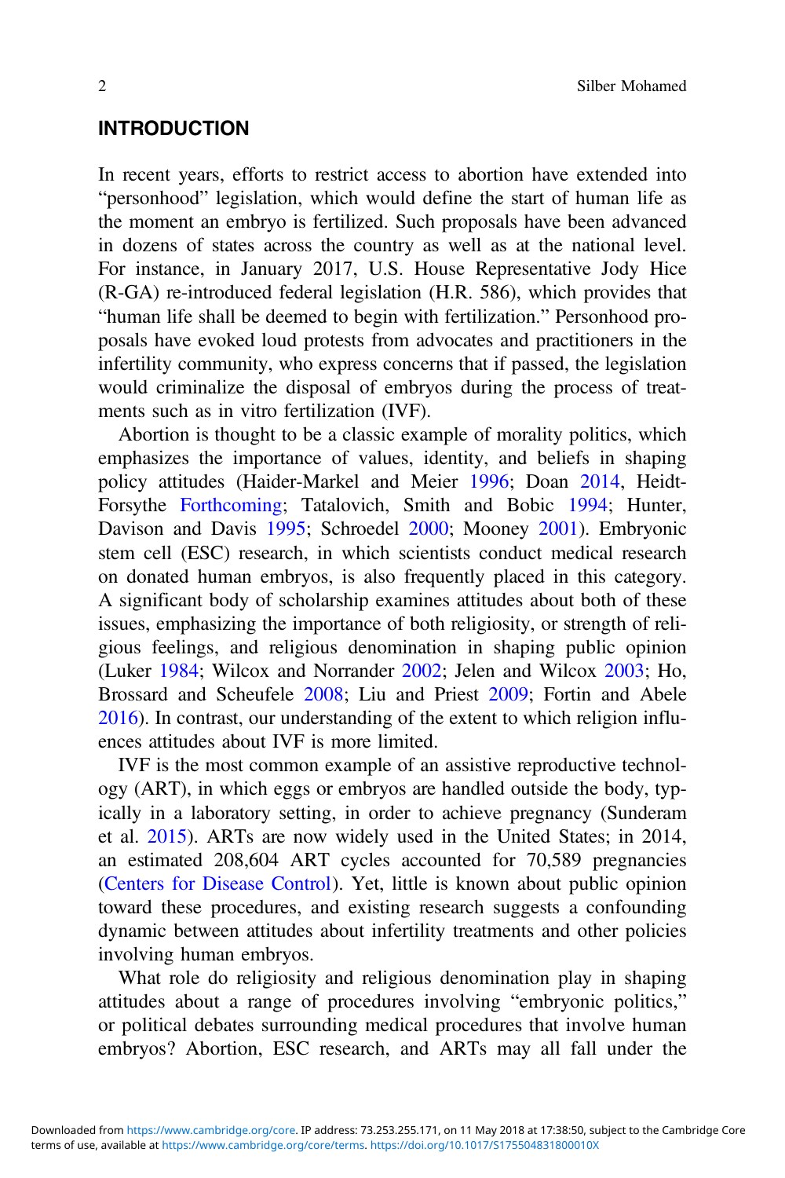## INTRODUCTION

In recent years, efforts to restrict access to abortion have extended into "personhood" legislation, which would define the start of human life as the moment an embryo is fertilized. Such proposals have been advanced in dozens of states across the country as well as at the national level. For instance, in January 2017, U.S. House Representative Jody Hice (R-GA) re-introduced federal legislation (H.R. 586), which provides that "human life shall be deemed to begin with fertilization." Personhood proposals have evoked loud protests from advocates and practitioners in the infertility community, who express concerns that if passed, the legislation would criminalize the disposal of embryos during the process of treatments such as in vitro fertilization (IVF).

Abortion is thought to be a classic example of morality politics, which emphasizes the importance of values, identity, and beliefs in shaping policy attitudes (Haider-Markel and Meier 1996; Doan 2014, Heidt-Forsythe Forthcoming; Tatalovich, Smith and Bobic 1994; Hunter, Davison and Davis 1995; Schroedel 2000; Mooney 2001). Embryonic stem cell (ESC) research, in which scientists conduct medical research on donated human embryos, is also frequently placed in this category. A significant body of scholarship examines attitudes about both of these issues, emphasizing the importance of both religiosity, or strength of religious feelings, and religious denomination in shaping public opinion (Luker 1984; Wilcox and Norrander 2002; Jelen and Wilcox 2003; Ho, Brossard and Scheufele 2008; Liu and Priest 2009; Fortin and Abele 2016). In contrast, our understanding of the extent to which religion influences attitudes about IVF is more limited.

IVF is the most common example of an assistive reproductive technology (ART), in which eggs or embryos are handled outside the body, typically in a laboratory setting, in order to achieve pregnancy (Sunderam et al. 2015). ARTs are now widely used in the United States; in 2014, an estimated 208,604 ART cycles accounted for 70,589 pregnancies (Centers for Disease Control). Yet, little is known about public opinion toward these procedures, and existing research suggests a confounding dynamic between attitudes about infertility treatments and other policies involving human embryos.

What role do religiosity and religious denomination play in shaping attitudes about a range of procedures involving "embryonic politics," or political debates surrounding medical procedures that involve human embryos? Abortion, ESC research, and ARTs may all fall under the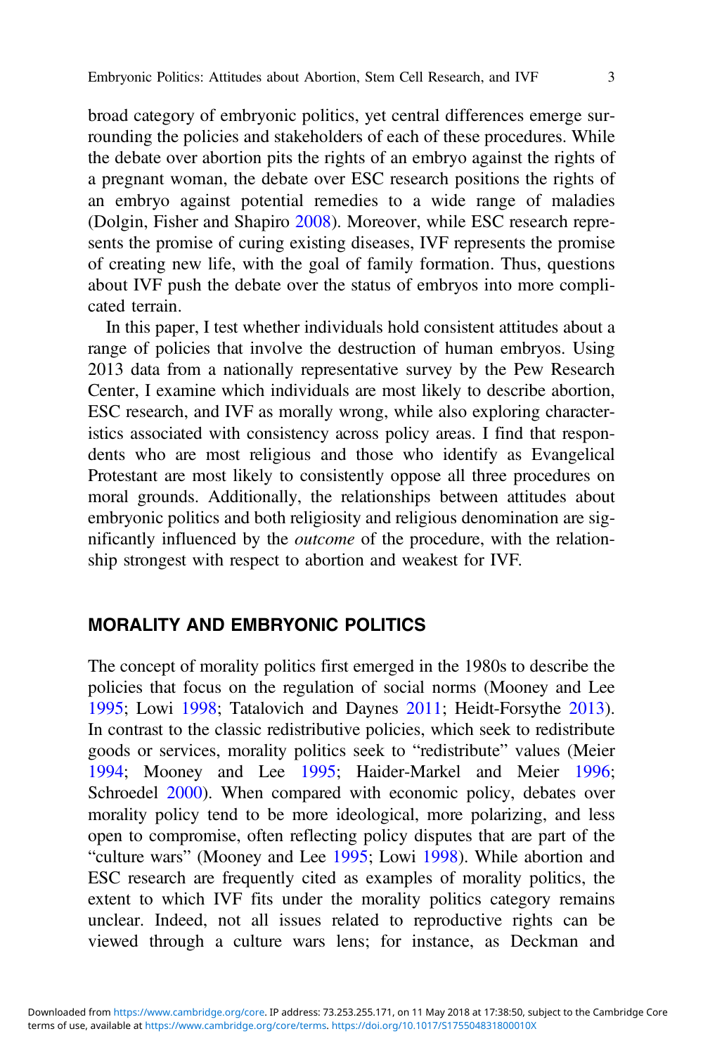broad category of embryonic politics, yet central differences emerge surrounding the policies and stakeholders of each of these procedures. While the debate over abortion pits the rights of an embryo against the rights of a pregnant woman, the debate over ESC research positions the rights of an embryo against potential remedies to a wide range of maladies (Dolgin, Fisher and Shapiro 2008). Moreover, while ESC research represents the promise of curing existing diseases, IVF represents the promise of creating new life, with the goal of family formation. Thus, questions about IVF push the debate over the status of embryos into more complicated terrain.

In this paper, I test whether individuals hold consistent attitudes about a range of policies that involve the destruction of human embryos. Using 2013 data from a nationally representative survey by the Pew Research Center, I examine which individuals are most likely to describe abortion, ESC research, and IVF as morally wrong, while also exploring characteristics associated with consistency across policy areas. I find that respondents who are most religious and those who identify as Evangelical Protestant are most likely to consistently oppose all three procedures on moral grounds. Additionally, the relationships between attitudes about embryonic politics and both religiosity and religious denomination are significantly influenced by the *outcome* of the procedure, with the relationship strongest with respect to abortion and weakest for IVF.

## MORALITY AND EMBRYONIC POLITICS

The concept of morality politics first emerged in the 1980s to describe the policies that focus on the regulation of social norms (Mooney and Lee 1995; Lowi 1998; Tatalovich and Daynes 2011; Heidt-Forsythe 2013). In contrast to the classic redistributive policies, which seek to redistribute goods or services, morality politics seek to "redistribute" values (Meier 1994; Mooney and Lee 1995; Haider-Markel and Meier 1996; Schroedel 2000). When compared with economic policy, debates over morality policy tend to be more ideological, more polarizing, and less open to compromise, often reflecting policy disputes that are part of the "culture wars" (Mooney and Lee 1995; Lowi 1998). While abortion and ESC research are frequently cited as examples of morality politics, the extent to which IVF fits under the morality politics category remains unclear. Indeed, not all issues related to reproductive rights can be viewed through a culture wars lens; for instance, as Deckman and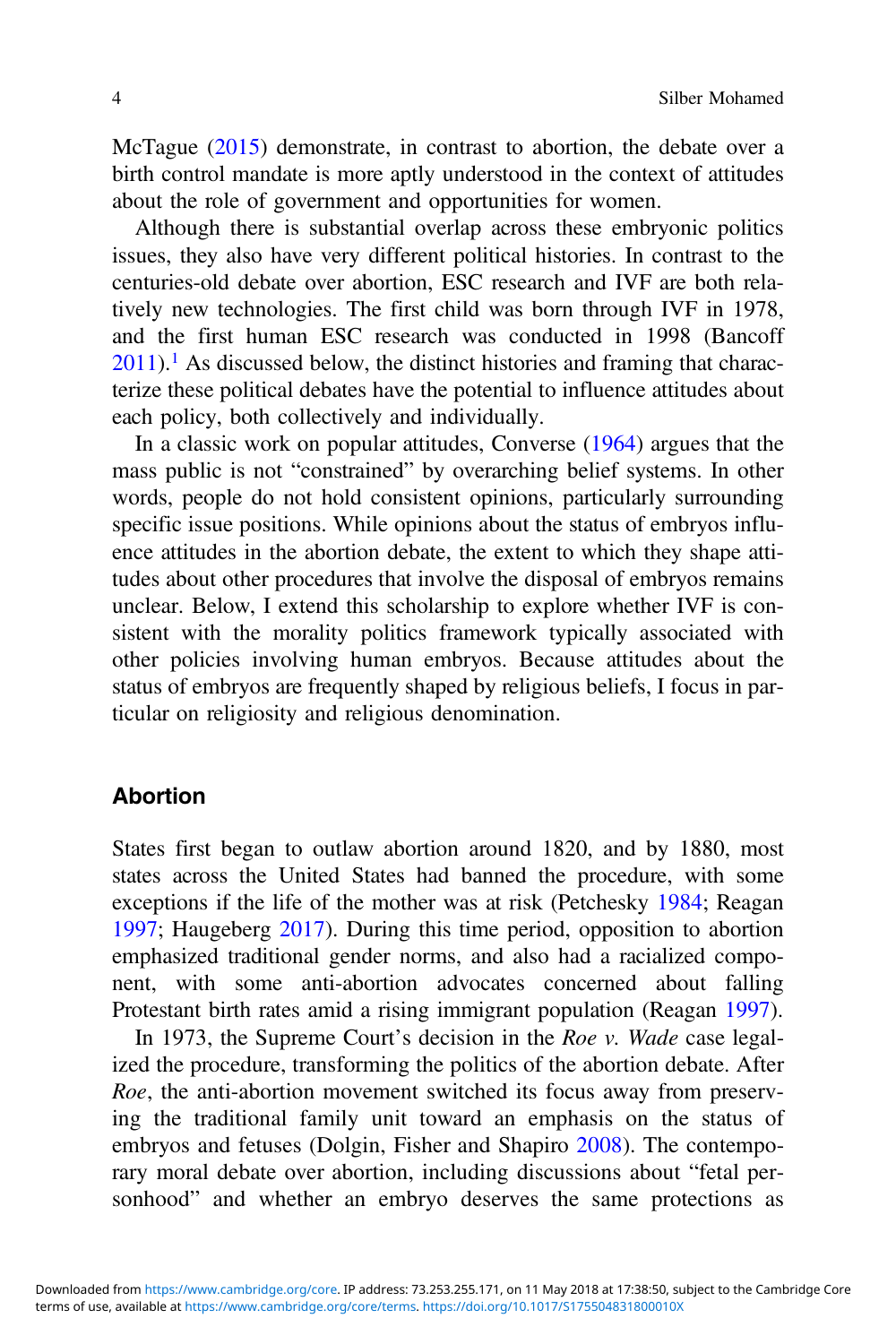McTague (2015) demonstrate, in contrast to abortion, the debate over a birth control mandate is more aptly understood in the context of attitudes about the role of government and opportunities for women.

Although there is substantial overlap across these embryonic politics issues, they also have very different political histories. In contrast to the centuries-old debate over abortion, ESC research and IVF are both relatively new technologies. The first child was born through IVF in 1978, and the first human ESC research was conducted in 1998 (Bancoff 2011).[1] As discussed below, the distinct histories and framing that characterize these political debates have the potential to influence attitudes about each policy, both collectively and individually.

In a classic work on popular attitudes, Converse (1964) argues that the mass public is not "constrained" by overarching belief systems. In other words, people do not hold consistent opinions, particularly surrounding specific issue positions. While opinions about the status of embryos influence attitudes in the abortion debate, the extent to which they shape attitudes about other procedures that involve the disposal of embryos remains unclear. Below, I extend this scholarship to explore whether IVF is consistent with the morality politics framework typically associated with other policies involving human embryos. Because attitudes about the status of embryos are frequently shaped by religious beliefs, I focus in particular on religiosity and religious denomination.

## Abortion

States first began to outlaw abortion around 1820, and by 1880, most states across the United States had banned the procedure, with some exceptions if the life of the mother was at risk (Petchesky 1984; Reagan 1997; Haugeberg 2017). During this time period, opposition to abortion emphasized traditional gender norms, and also had a racialized component, with some anti-abortion advocates concerned about falling Protestant birth rates amid a rising immigrant population (Reagan 1997).

In 1973, the Supreme Court's decision in the *Roe v. Wade* case legalized the procedure, transforming the politics of the abortion debate. After *Roe*, the anti-abortion movement switched its focus away from preserving the traditional family unit toward an emphasis on the status of embryos and fetuses (Dolgin, Fisher and Shapiro 2008). The contemporary moral debate over abortion, including discussions about "fetal personhood" and whether an embryo deserves the same protections as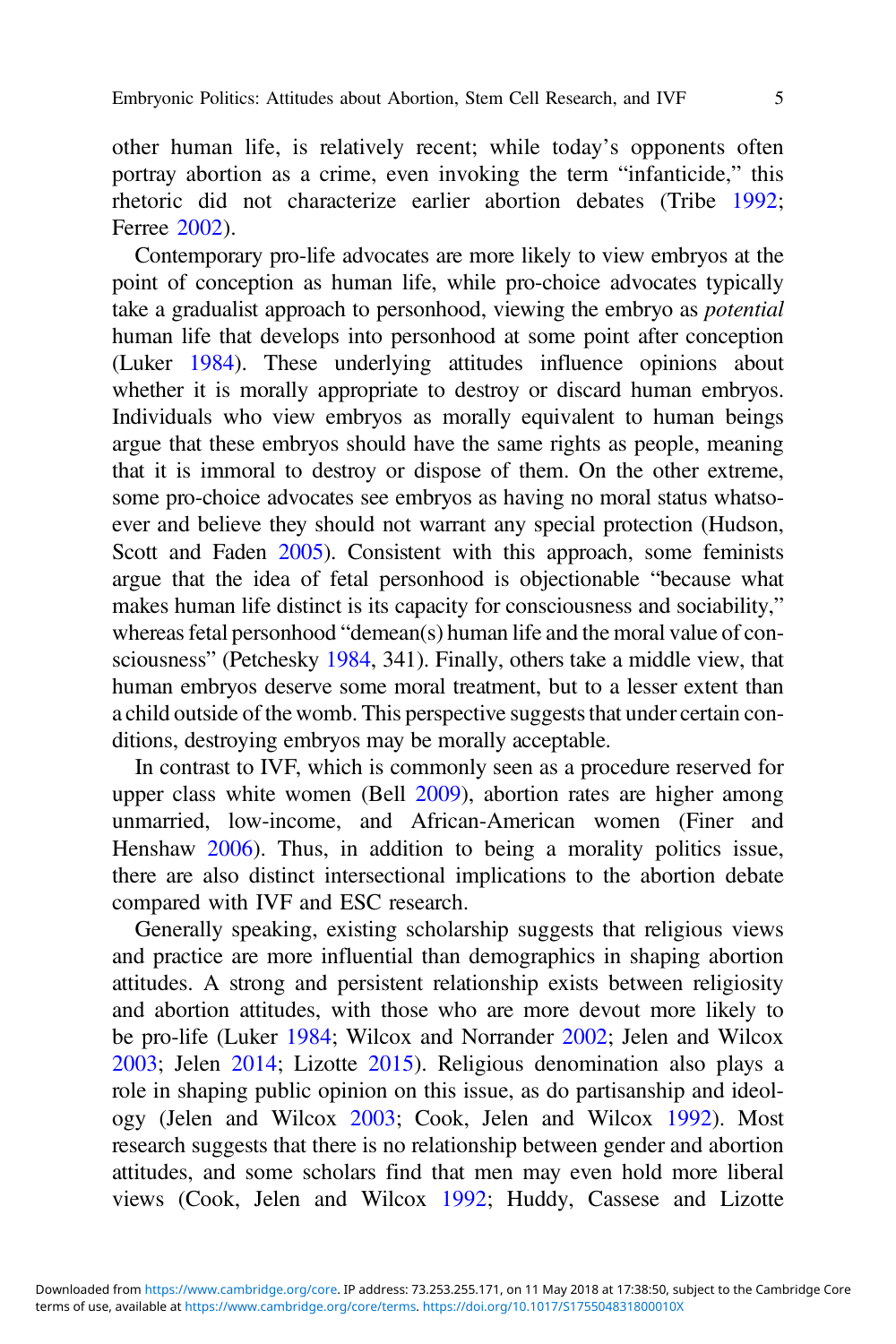other human life, is relatively recent; while today's opponents often portray abortion as a crime, even invoking the term "infanticide," this rhetoric did not characterize earlier abortion debates (Tribe 1992; Ferree 2002).

Contemporary pro-life advocates are more likely to view embryos at the point of conception as human life, while pro-choice advocates typically take a gradualist approach to personhood, viewing the embryo as *potential* human life that develops into personhood at some point after conception (Luker 1984). These underlying attitudes influence opinions about whether it is morally appropriate to destroy or discard human embryos. Individuals who view embryos as morally equivalent to human beings argue that these embryos should have the same rights as people, meaning that it is immoral to destroy or dispose of them. On the other extreme, some pro-choice advocates see embryos as having no moral status whatsoever and believe they should not warrant any special protection (Hudson, Scott and Faden 2005). Consistent with this approach, some feminists argue that the idea of fetal personhood is objectionable "because what makes human life distinct is its capacity for consciousness and sociability," whereas fetal personhood "demean(s) human life and the moral value of consciousness" (Petchesky 1984, 341). Finally, others take a middle view, that human embryos deserve some moral treatment, but to a lesser extent than a child outside of the womb. This perspective suggests that under certain conditions, destroying embryos may be morally acceptable.

In contrast to IVF, which is commonly seen as a procedure reserved for upper class white women (Bell 2009), abortion rates are higher among unmarried, low-income, and African-American women (Finer and Henshaw 2006). Thus, in addition to being a morality politics issue, there are also distinct intersectional implications to the abortion debate compared with IVF and ESC research.

Generally speaking, existing scholarship suggests that religious views and practice are more influential than demographics in shaping abortion attitudes. A strong and persistent relationship exists between religiosity and abortion attitudes, with those who are more devout more likely to be pro-life (Luker 1984; Wilcox and Norrander 2002; Jelen and Wilcox 2003; Jelen 2014; Lizotte 2015). Religious denomination also plays a role in shaping public opinion on this issue, as do partisanship and ideology (Jelen and Wilcox 2003; Cook, Jelen and Wilcox 1992). Most research suggests that there is no relationship between gender and abortion attitudes, and some scholars find that men may even hold more liberal views (Cook, Jelen and Wilcox 1992; Huddy, Cassese and Lizotte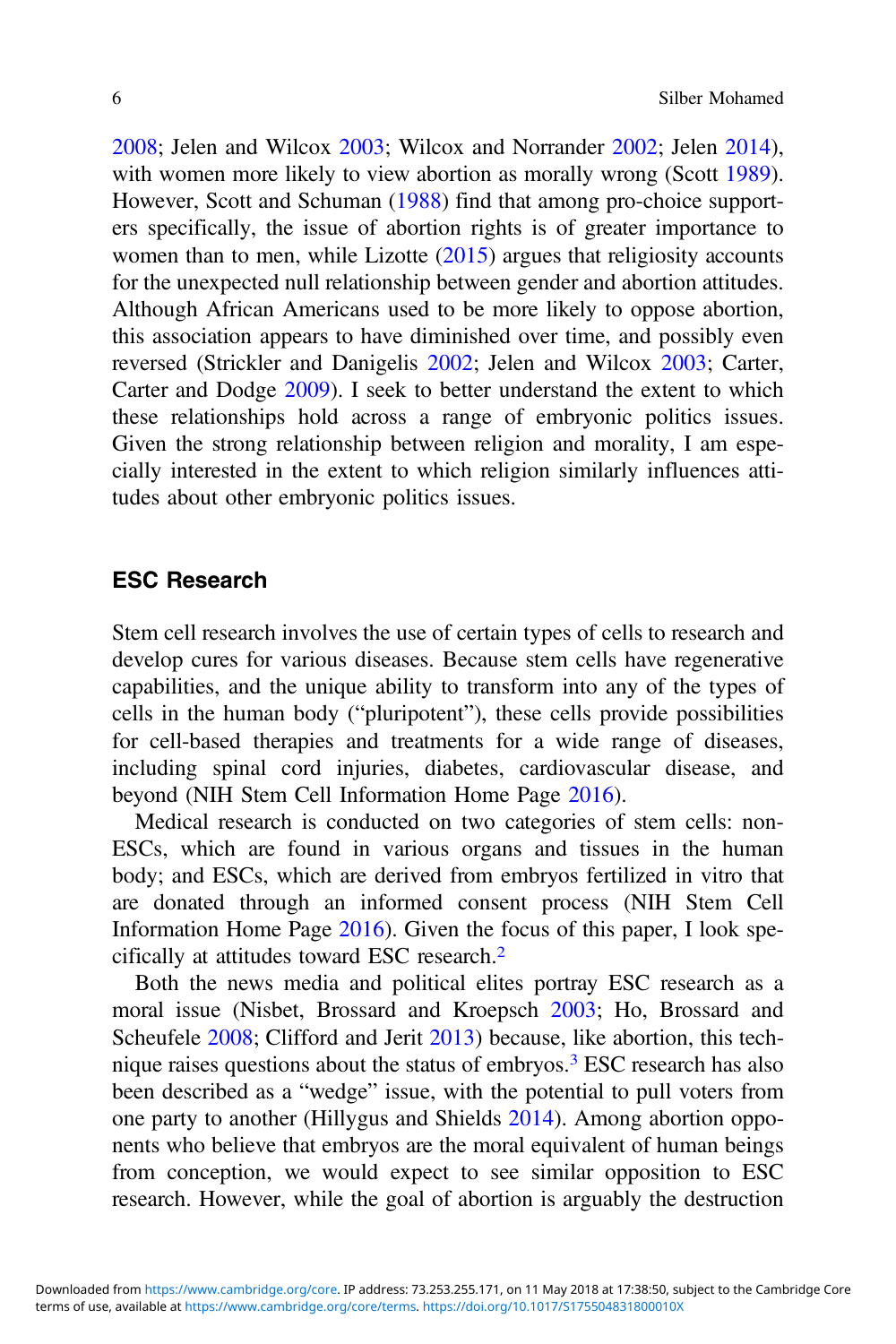2008; Jelen and Wilcox 2003; Wilcox and Norrander 2002; Jelen 2014), with women more likely to view abortion as morally wrong (Scott 1989). However, Scott and Schuman (1988) find that among pro-choice supporters specifically, the issue of abortion rights is of greater importance to women than to men, while Lizotte (2015) argues that religiosity accounts for the unexpected null relationship between gender and abortion attitudes. Although African Americans used to be more likely to oppose abortion, this association appears to have diminished over time, and possibly even reversed (Strickler and Danigelis 2002; Jelen and Wilcox 2003; Carter, Carter and Dodge 2009). I seek to better understand the extent to which these relationships hold across a range of embryonic politics issues. Given the strong relationship between religion and morality, I am especially interested in the extent to which religion similarly influences attitudes about other embryonic politics issues.

## ESC Research

Stem cell research involves the use of certain types of cells to research and develop cures for various diseases. Because stem cells have regenerative capabilities, and the unique ability to transform into any of the types of cells in the human body ("pluripotent"), these cells provide possibilities for cell-based therapies and treatments for a wide range of diseases, including spinal cord injuries, diabetes, cardiovascular disease, and beyond (NIH Stem Cell Information Home Page 2016).

Medical research is conducted on two categories of stem cells: non-ESCs, which are found in various organs and tissues in the human body; and ESCs, which are derived from embryos fertilized in vitro that are donated through an informed consent process (NIH Stem Cell Information Home Page 2016). Given the focus of this paper, I look specifically at attitudes toward ESC research.[2]

Both the news media and political elites portray ESC research as a moral issue (Nisbet, Brossard and Kroepsch 2003; Ho, Brossard and Scheufele 2008; Clifford and Jerit 2013) because, like abortion, this technique raises questions about the status of embryos.[3] ESC research has also been described as a "wedge" issue, with the potential to pull voters from one party to another (Hillygus and Shields 2014). Among abortion opponents who believe that embryos are the moral equivalent of human beings from conception, we would expect to see similar opposition to ESC research. However, while the goal of abortion is arguably the destruction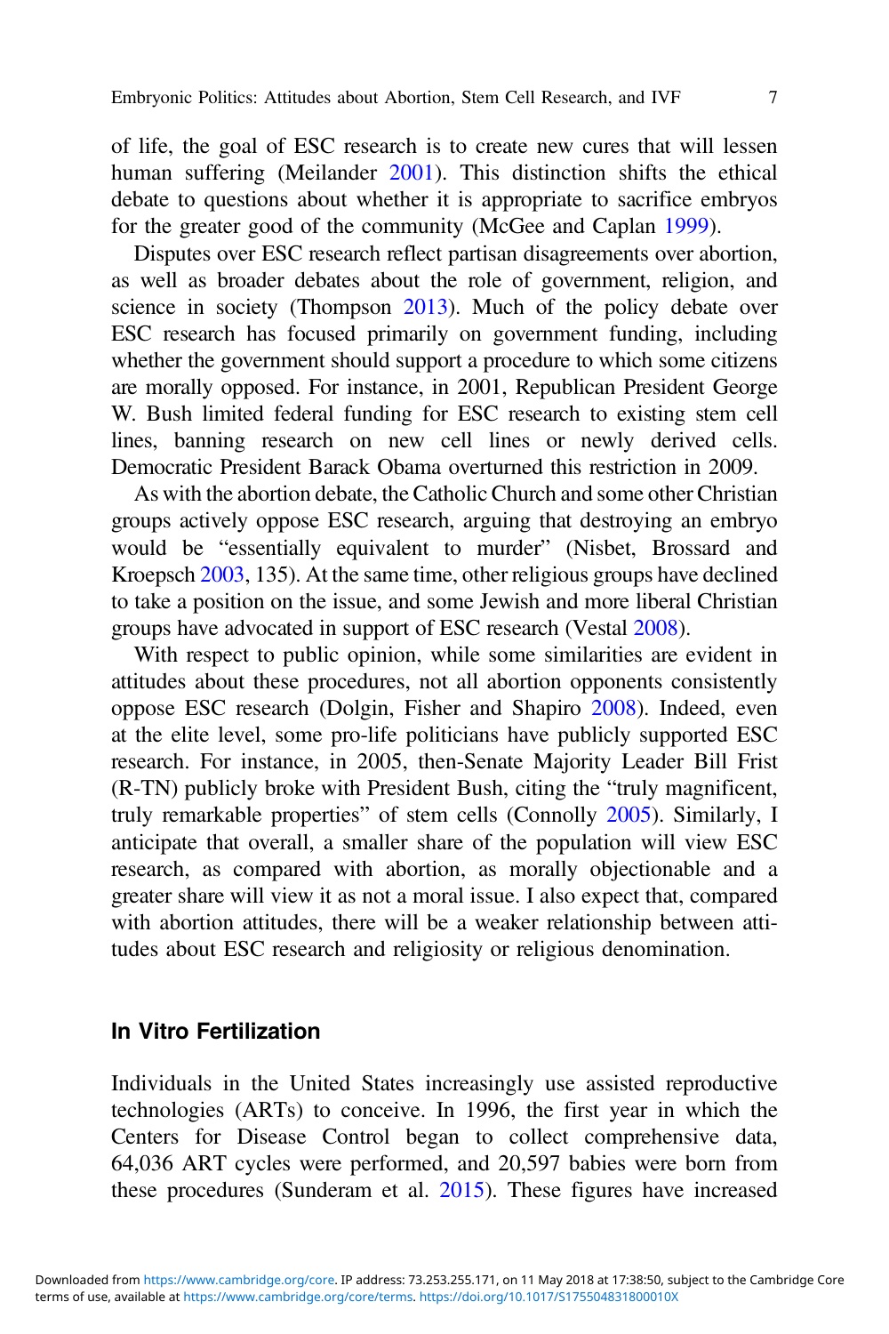of life, the goal of ESC research is to create new cures that will lessen human suffering (Meilander 2001). This distinction shifts the ethical debate to questions about whether it is appropriate to sacrifice embryos for the greater good of the community (McGee and Caplan 1999).

Disputes over ESC research reflect partisan disagreements over abortion, as well as broader debates about the role of government, religion, and science in society (Thompson 2013). Much of the policy debate over ESC research has focused primarily on government funding, including whether the government should support a procedure to which some citizens are morally opposed. For instance, in 2001, Republican President George W. Bush limited federal funding for ESC research to existing stem cell lines, banning research on new cell lines or newly derived cells. Democratic President Barack Obama overturned this restriction in 2009.

As with the abortion debate, the Catholic Church and some other Christian groups actively oppose ESC research, arguing that destroying an embryo would be "essentially equivalent to murder" (Nisbet, Brossard and Kroepsch 2003, 135). At the same time, other religious groups have declined to take a position on the issue, and some Jewish and more liberal Christian groups have advocated in support of ESC research (Vestal 2008).

With respect to public opinion, while some similarities are evident in attitudes about these procedures, not all abortion opponents consistently oppose ESC research (Dolgin, Fisher and Shapiro 2008). Indeed, even at the elite level, some pro-life politicians have publicly supported ESC research. For instance, in 2005, then-Senate Majority Leader Bill Frist (R-TN) publicly broke with President Bush, citing the "truly magnificent, truly remarkable properties" of stem cells (Connolly 2005). Similarly, I anticipate that overall, a smaller share of the population will view ESC research, as compared with abortion, as morally objectionable and a greater share will view it as not a moral issue. I also expect that, compared with abortion attitudes, there will be a weaker relationship between attitudes about ESC research and religiosity or religious denomination.

## In Vitro Fertilization

Individuals in the United States increasingly use assisted reproductive technologies (ARTs) to conceive. In 1996, the first year in which the Centers for Disease Control began to collect comprehensive data, 64,036 ART cycles were performed, and 20,597 babies were born from these procedures (Sunderam et al. 2015). These figures have increased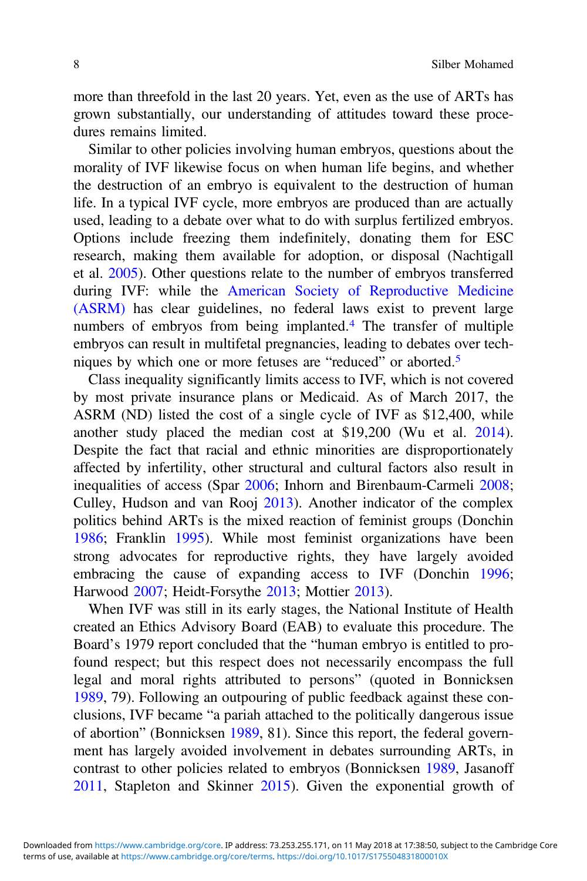more than threefold in the last 20 years. Yet, even as the use of ARTs has grown substantially, our understanding of attitudes toward these procedures remains limited.

Similar to other policies involving human embryos, questions about the morality of IVF likewise focus on when human life begins, and whether the destruction of an embryo is equivalent to the destruction of human life. In a typical IVF cycle, more embryos are produced than are actually used, leading to a debate over what to do with surplus fertilized embryos. Options include freezing them indefinitely, donating them for ESC research, making them available for adoption, or disposal (Nachtigall et al. 2005). Other questions relate to the number of embryos transferred during IVF: while the American Society of Reproductive Medicine (ASRM) has clear guidelines, no federal laws exist to prevent large numbers of embryos from being implanted.[4] The transfer of multiple embryos can result in multifetal pregnancies, leading to debates over techniques by which one or more fetuses are "reduced" or aborted.[5]

Class inequality significantly limits access to IVF, which is not covered by most private insurance plans or Medicaid. As of March 2017, the ASRM (ND) listed the cost of a single cycle of IVF as $12,400, while another study placed the median cost at $19,200 (Wu et al. 2014). Despite the fact that racial and ethnic minorities are disproportionately affected by infertility, other structural and cultural factors also result in inequalities of access (Spar 2006; Inhorn and Birenbaum-Carmeli 2008; Culley, Hudson and van Rooj 2013). Another indicator of the complex politics behind ARTs is the mixed reaction of feminist groups (Donchin 1986; Franklin 1995). While most feminist organizations have been strong advocates for reproductive rights, they have largely avoided embracing the cause of expanding access to IVF (Donchin 1996; Harwood 2007; Heidt-Forsythe 2013; Mottier 2013).

When IVF was still in its early stages, the National Institute of Health created an Ethics Advisory Board (EAB) to evaluate this procedure. The Board's 1979 report concluded that the "human embryo is entitled to profound respect; but this respect does not necessarily encompass the full legal and moral rights attributed to persons" (quoted in Bonnicksen 1989, 79). Following an outpouring of public feedback against these conclusions, IVF became "a pariah attached to the politically dangerous issue of abortion" (Bonnicksen 1989, 81). Since this report, the federal government has largely avoided involvement in debates surrounding ARTs, in contrast to other policies related to embryos (Bonnicksen 1989, Jasanoff 2011, Stapleton and Skinner 2015). Given the exponential growth of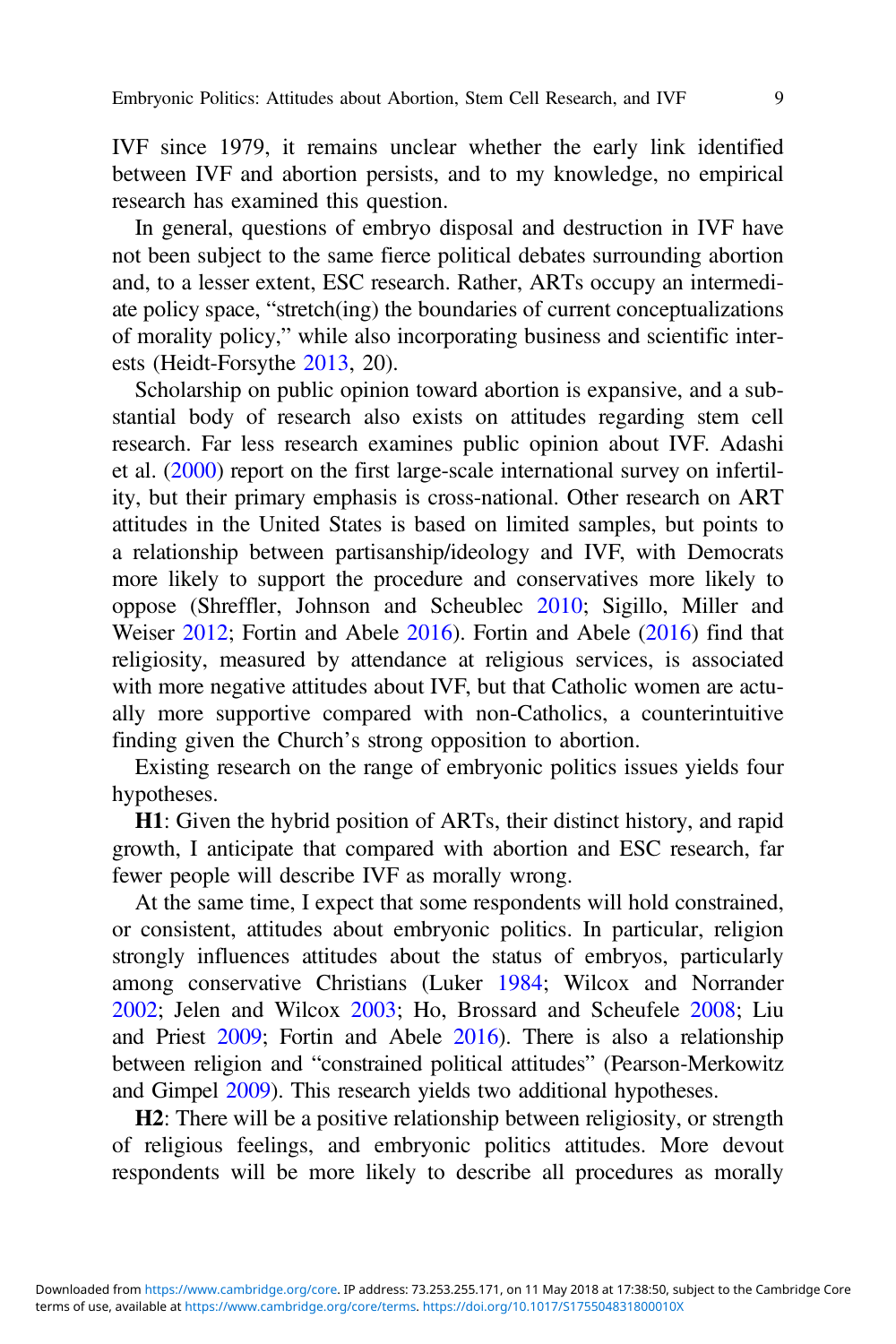IVF since 1979, it remains unclear whether the early link identified between IVF and abortion persists, and to my knowledge, no empirical research has examined this question.

In general, questions of embryo disposal and destruction in IVF have not been subject to the same fierce political debates surrounding abortion and, to a lesser extent, ESC research. Rather, ARTs occupy an intermediate policy space, "stretch(ing) the boundaries of current conceptualizations of morality policy," while also incorporating business and scientific interests (Heidt-Forsythe 2013, 20).

Scholarship on public opinion toward abortion is expansive, and a substantial body of research also exists on attitudes regarding stem cell research. Far less research examines public opinion about IVF. Adashi et al. (2000) report on the first large-scale international survey on infertility, but their primary emphasis is cross-national. Other research on ART attitudes in the United States is based on limited samples, but points to a relationship between partisanship/ideology and IVF, with Democrats more likely to support the procedure and conservatives more likely to oppose (Shreffler, Johnson and Scheublec 2010; Sigillo, Miller and Weiser 2012; Fortin and Abele 2016). Fortin and Abele (2016) find that religiosity, measured by attendance at religious services, is associated with more negative attitudes about IVF, but that Catholic women are actually more supportive compared with non-Catholics, a counterintuitive finding given the Church's strong opposition to abortion.

Existing research on the range of embryonic politics issues yields four hypotheses.

**H1**: Given the hybrid position of ARTs, their distinct history, and rapid growth, I anticipate that compared with abortion and ESC research, far fewer people will describe IVF as morally wrong.

At the same time, I expect that some respondents will hold constrained, or consistent, attitudes about embryonic politics. In particular, religion strongly influences attitudes about the status of embryos, particularly among conservative Christians (Luker 1984; Wilcox and Norrander 2002; Jelen and Wilcox 2003; Ho, Brossard and Scheufele 2008; Liu and Priest 2009; Fortin and Abele 2016). There is also a relationship between religion and "constrained political attitudes" (Pearson-Merkowitz and Gimpel 2009). This research yields two additional hypotheses.

**H2**: There will be a positive relationship between religiosity, or strength of religious feelings, and embryonic politics attitudes. More devout respondents will be more likely to describe all procedures as morally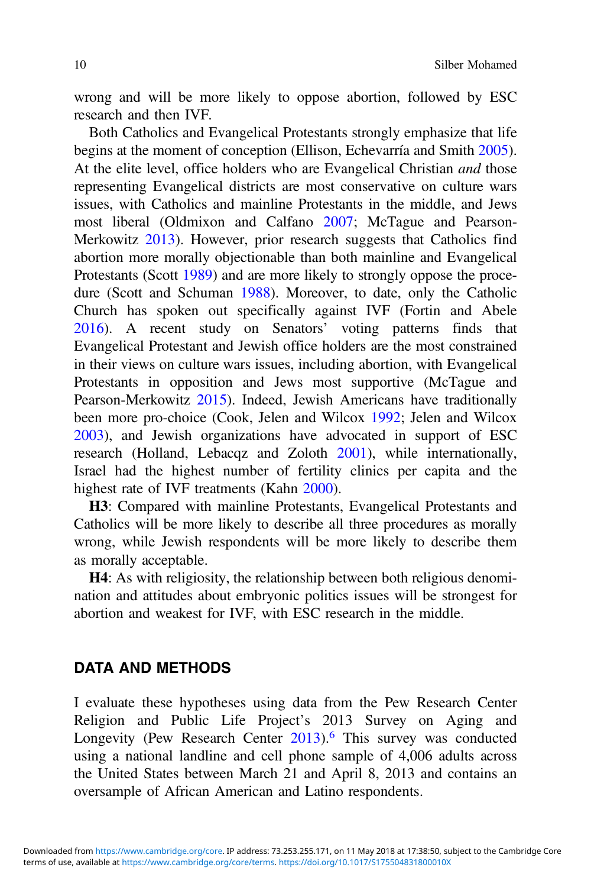wrong and will be more likely to oppose abortion, followed by ESC research and then IVF.

Both Catholics and Evangelical Protestants strongly emphasize that life begins at the moment of conception (Ellison, Echevarría and Smith 2005). At the elite level, office holders who are Evangelical Christian *and* those representing Evangelical districts are most conservative on culture wars issues, with Catholics and mainline Protestants in the middle, and Jews most liberal (Oldmixon and Calfano 2007; McTague and Pearson-Merkowitz 2013). However, prior research suggests that Catholics find abortion more morally objectionable than both mainline and Evangelical Protestants (Scott 1989) and are more likely to strongly oppose the procedure (Scott and Schuman 1988). Moreover, to date, only the Catholic Church has spoken out specifically against IVF (Fortin and Abele 2016). A recent study on Senators' voting patterns finds that Evangelical Protestant and Jewish office holders are the most constrained in their views on culture wars issues, including abortion, with Evangelical Protestants in opposition and Jews most supportive (McTague and Pearson-Merkowitz 2015). Indeed, Jewish Americans have traditionally been more pro-choice (Cook, Jelen and Wilcox 1992; Jelen and Wilcox 2003), and Jewish organizations have advocated in support of ESC research (Holland, Lebacqz and Zoloth 2001), while internationally, Israel had the highest number of fertility clinics per capita and the highest rate of IVF treatments (Kahn 2000).

**H3**: Compared with mainline Protestants, Evangelical Protestants and Catholics will be more likely to describe all three procedures as morally wrong, while Jewish respondents will be more likely to describe them as morally acceptable.

**H4**: As with religiosity, the relationship between both religious denomination and attitudes about embryonic politics issues will be strongest for abortion and weakest for IVF, with ESC research in the middle.

## DATA AND METHODS

I evaluate these hypotheses using data from the Pew Research Center Religion and Public Life Project's 2013 Survey on Aging and Longevity (Pew Research Center 2013).[6] This survey was conducted using a national landline and cell phone sample of 4,006 adults across the United States between March 21 and April 8, 2013 and contains an oversample of African American and Latino respondents.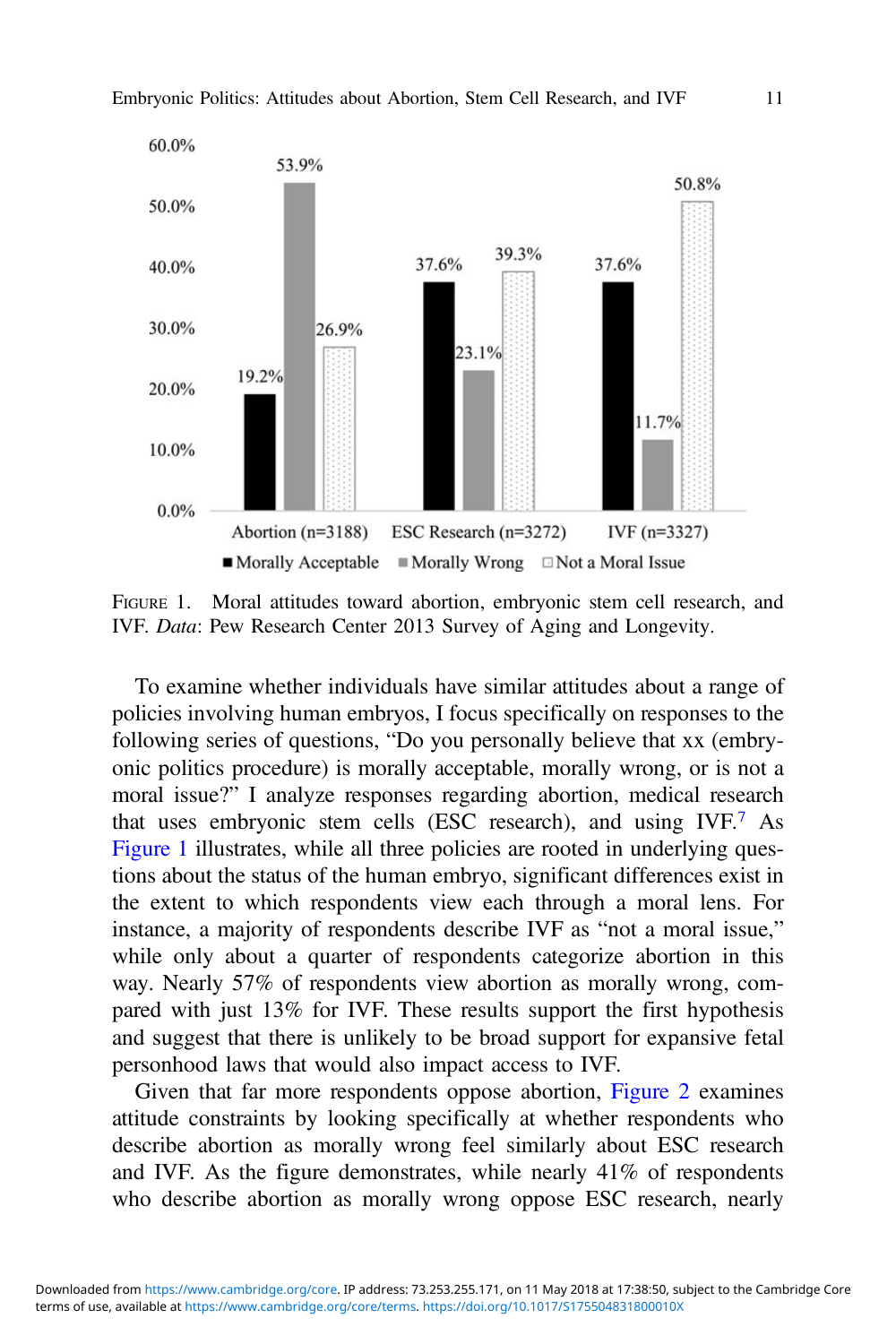FIGURE 1. Moral attitudes toward abortion, embryonic stem cell research, and IVF. *Data*: Pew Research Center 2013 Survey of Aging and Longevity.

To examine whether individuals have similar attitudes about a range of policies involving human embryos, I focus specifically on responses to the following series of questions, "Do you personally believe that xx (embryonic politics procedure) is morally acceptable, morally wrong, or is not a moral issue?" I analyze responses regarding abortion, medical research that uses embryonic stem cells (ESC research), and using IVF.[7] As Figure 1 illustrates, while all three policies are rooted in underlying questions about the status of the human embryo, significant differences exist in the extent to which respondents view each through a moral lens. For instance, a majority of respondents describe IVF as "not a moral issue," while only about a quarter of respondents categorize abortion in this way. Nearly 57% of respondents view abortion as morally wrong, compared with just 13% for IVF. These results support the first hypothesis and suggest that there is unlikely to be broad support for expansive fetal personhood laws that would also impact access to IVF.

Given that far more respondents oppose abortion, Figure 2 examines attitude constraints by looking specifically at whether respondents who describe abortion as morally wrong feel similarly about ESC research and IVF. As the figure demonstrates, while nearly 41% of respondents who describe abortion as morally wrong oppose ESC research, nearly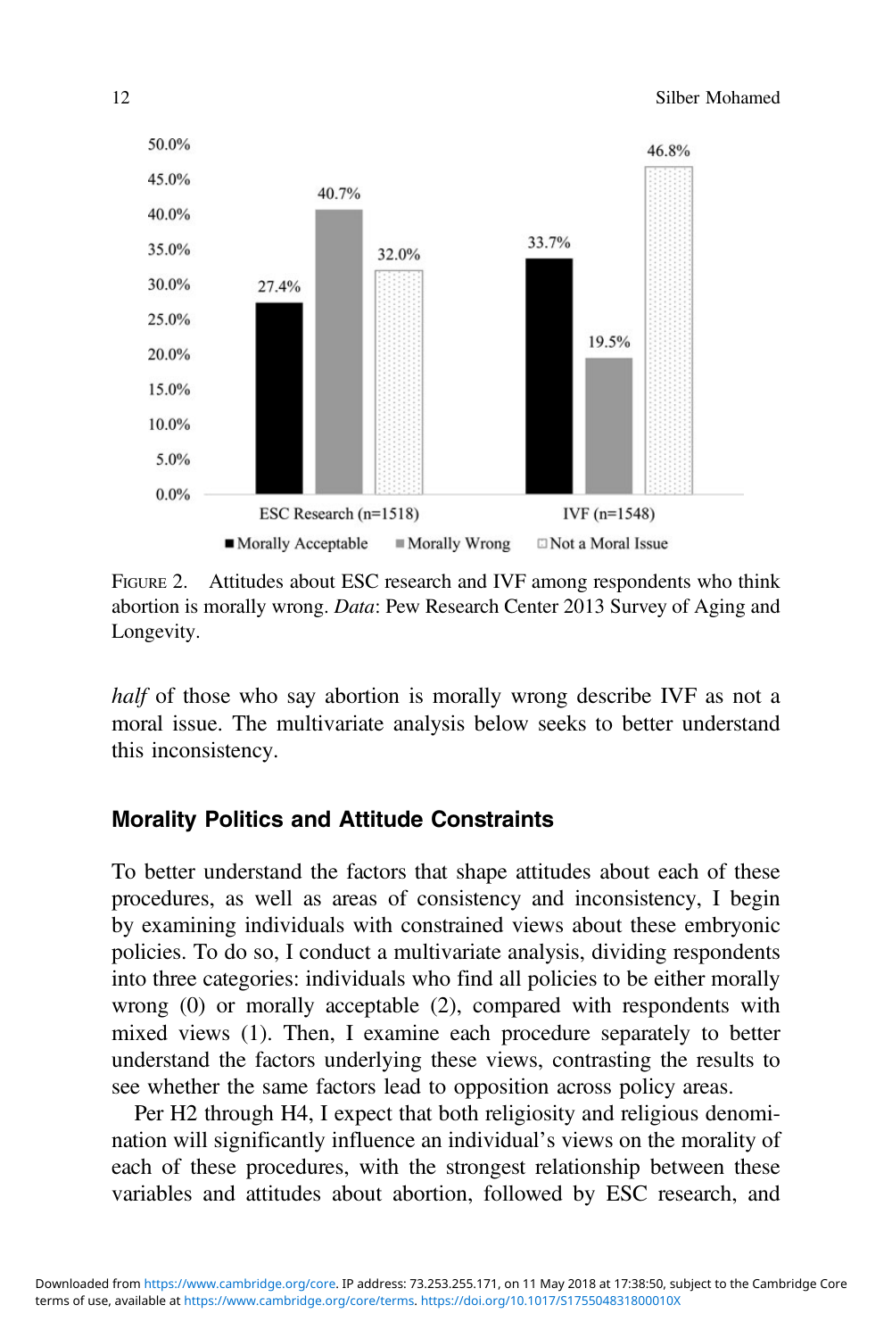FIGURE 2. Attitudes about ESC research and IVF among respondents who think abortion is morally wrong. *Data*: Pew Research Center 2013 Survey of Aging and Longevity.

*half* of those who say abortion is morally wrong describe IVF as not a moral issue. The multivariate analysis below seeks to better understand this inconsistency.

## Morality Politics and Attitude Constraints

To better understand the factors that shape attitudes about each of these procedures, as well as areas of consistency and inconsistency, I begin by examining individuals with constrained views about these embryonic policies. To do so, I conduct a multivariate analysis, dividing respondents into three categories: individuals who find all policies to be either morally wrong (0) or morally acceptable (2), compared with respondents with mixed views (1). Then, I examine each procedure separately to better understand the factors underlying these views, contrasting the results to see whether the same factors lead to opposition across policy areas.

Per H2 through H4, I expect that both religiosity and religious denomination will significantly influence an individual's views on the morality of each of these procedures, with the strongest relationship between these variables and attitudes about abortion, followed by ESC research, and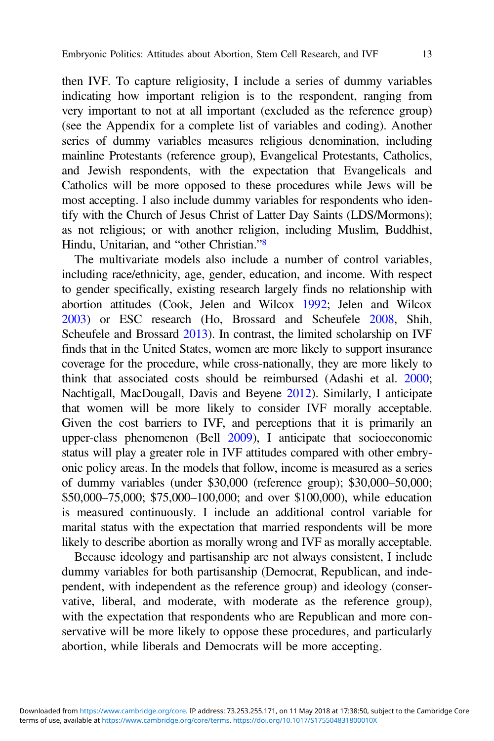then IVF. To capture religiosity, I include a series of dummy variables indicating how important religion is to the respondent, ranging from very important to not at all important (excluded as the reference group) (see the Appendix for a complete list of variables and coding). Another series of dummy variables measures religious denomination, including mainline Protestants (reference group), Evangelical Protestants, Catholics, and Jewish respondents, with the expectation that Evangelicals and Catholics will be more opposed to these procedures while Jews will be most accepting. I also include dummy variables for respondents who identify with the Church of Jesus Christ of Latter Day Saints (LDS/Mormons); as not religious; or with another religion, including Muslim, Buddhist, Hindu, Unitarian, and "other Christian."[8]

The multivariate models also include a number of control variables, including race/ethnicity, age, gender, education, and income. With respect to gender specifically, existing research largely finds no relationship with abortion attitudes (Cook, Jelen and Wilcox 1992; Jelen and Wilcox 2003) or ESC research (Ho, Brossard and Scheufele 2008, Shih, Scheufele and Brossard 2013). In contrast, the limited scholarship on IVF finds that in the United States, women are more likely to support insurance coverage for the procedure, while cross-nationally, they are more likely to think that associated costs should be reimbursed (Adashi et al. 2000; Nachtigall, MacDougall, Davis and Beyene 2012). Similarly, I anticipate that women will be more likely to consider IVF morally acceptable. Given the cost barriers to IVF, and perceptions that it is primarily an upper-class phenomenon (Bell 2009), I anticipate that socioeconomic status will play a greater role in IVF attitudes compared with other embryonic policy areas. In the models that follow, income is measured as a series of dummy variables (under \$30,000 (reference group); \$30,000–50,000; \$50,000–75,000; \$75,000–100,000; and over \$100,000), while education is measured continuously. I include an additional control variable for marital status with the expectation that married respondents will be more likely to describe abortion as morally wrong and IVF as morally acceptable.

Because ideology and partisanship are not always consistent, I include dummy variables for both partisanship (Democrat, Republican, and independent, with independent as the reference group) and ideology (conservative, liberal, and moderate, with moderate as the reference group), with the expectation that respondents who are Republican and more conservative will be more likely to oppose these procedures, and particularly abortion, while liberals and Democrats will be more accepting.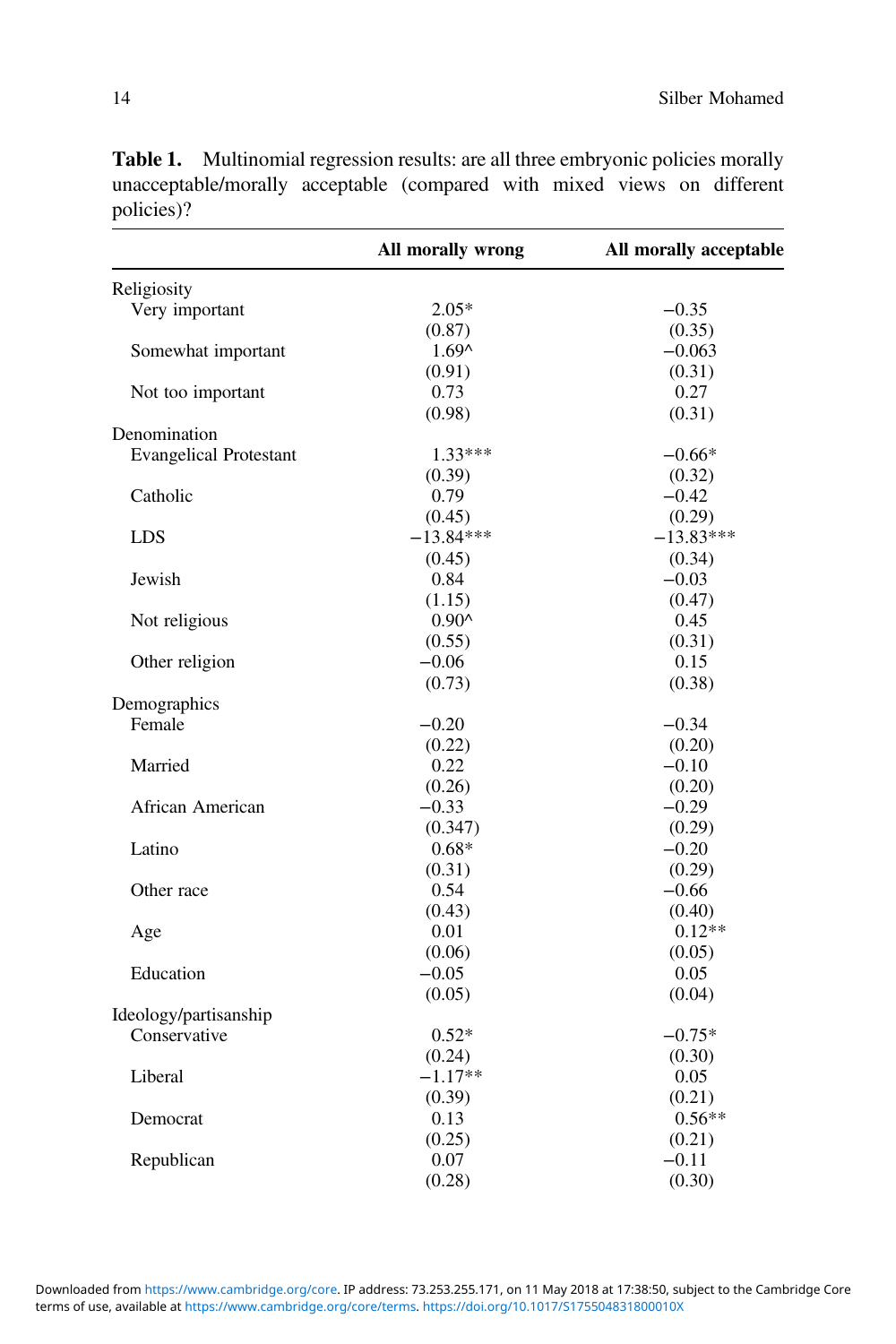**Table 1.** Multinomial regression results: are all three embryonic policies morally unacceptable/morally acceptable (compared with mixed views on different policies)?

| | All morally wrong | All morally acceptable |
|---|---|---|
| Religiosity | | |
| Very important | 2.05* | −0.35 |
| | (0.87) | (0.35) |
| Somewhat important | 1.69^ | −0.063 |
| | (0.91) | (0.31) |
| Not too important | 0.73 | 0.27 |
| | (0.98) | (0.31) |
| Denomination | | |
| Evangelical Protestant | 1.33*** | −0.66* |
| | (0.39) | (0.32) |
| Catholic | 0.79 | −0.42 |
| | (0.45) | (0.29) |
| LDS | −13.84*** | −13.83*** |
| | (0.45) | (0.34) |
| Jewish | 0.84 | −0.03 |
| | (1.15) | (0.47) |
| Not religious | 0.90^ | 0.45 |
| | (0.55) | (0.31) |
| Other religion | −0.06 | 0.15 |
| | (0.73) | (0.38) |
| Demographics | | |
| Female | −0.20 | −0.34 |
| | (0.22) | (0.20) |
| Married | 0.22 | −0.10 |
| | (0.26) | (0.20) |
| African American | −0.33 | −0.29 |
| | (0.347) | (0.29) |
| Latino | 0.68* | −0.20 |
| | (0.31) | (0.29) |
| Other race | 0.54 | −0.66 |
| | (0.43) | (0.40) |
| Age | 0.01 | 0.12** |
| | (0.06) | (0.05) |
| Education | −0.05 | 0.05 |
| | (0.05) | (0.04) |
| Ideology/partisanship | | |
| Conservative | 0.52* | −0.75* |
| | (0.24) | (0.30) |
| Liberal | −1.17** | 0.05 |
| | (0.39) | (0.21) |
| Democrat | 0.13 | 0.56** |
| | (0.25) | (0.21) |
| Republican | 0.07 | −0.11 |
| | (0.28) | (0.30) |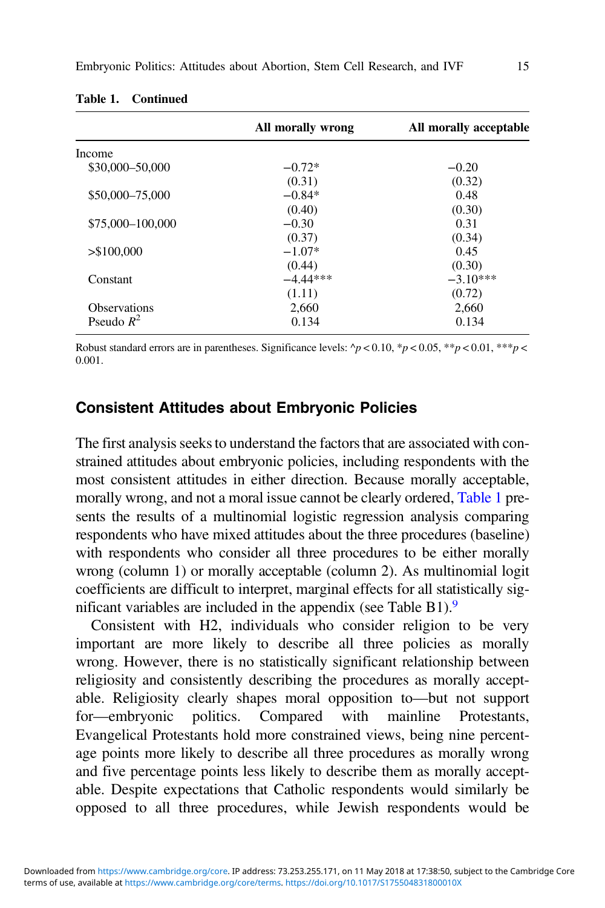**Table 1. Continued**

| | All morally wrong | All morally acceptable |
|---|---|---|
| Income | | |
| \$30,000–50,000 | −0.72* | −0.20 |
| | (0.31) | (0.32) |
| \$50,000–75,000 | −0.84* | 0.48 |
| | (0.40) | (0.30) |
| \$75,000–100,000 | −0.30 | 0.31 |
| | (0.37) | (0.34) |
| >\$100,000 | −1.07* | 0.45 |
| | (0.44) | (0.30) |
| Constant | −4.44*** | −3.10*** |
| | (1.11) | (0.72) |
| Observations | 2,660 | 2,660 |
| Pseudo $R^2$ | 0.134 | 0.134 |

Robust standard errors are in parentheses. Significance levels: ^$p < 0.10$, *$p < 0.05$, **$p < 0.01$, ***$p < 0.001$.

## Consistent Attitudes about Embryonic Policies

The first analysis seeks to understand the factors that are associated with constrained attitudes about embryonic policies, including respondents with the most consistent attitudes in either direction. Because morally acceptable, morally wrong, and not a moral issue cannot be clearly ordered, Table 1 presents the results of a multinomial logistic regression analysis comparing respondents who have mixed attitudes about the three procedures (baseline) with respondents who consider all three procedures to be either morally wrong (column 1) or morally acceptable (column 2). As multinomial logit coefficients are difficult to interpret, marginal effects for all statistically significant variables are included in the appendix (see Table B1).[9]

Consistent with H2, individuals who consider religion to be very important are more likely to describe all three policies as morally wrong. However, there is no statistically significant relationship between religiosity and consistently describing the procedures as morally acceptable. Religiosity clearly shapes moral opposition to—but not support for—embryonic politics. Compared with mainline Protestants, Evangelical Protestants hold more constrained views, being nine percentage points more likely to describe all three procedures as morally wrong and five percentage points less likely to describe them as morally acceptable. Despite expectations that Catholic respondents would similarly be opposed to all three procedures, while Jewish respondents would be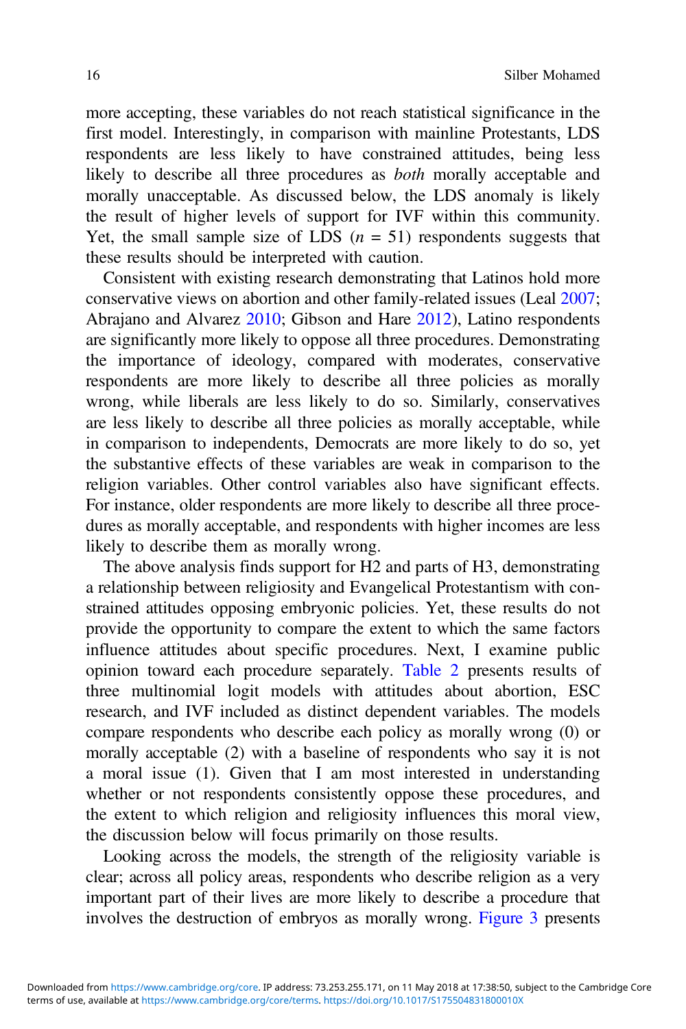more accepting, these variables do not reach statistical significance in the first model. Interestingly, in comparison with mainline Protestants, LDS respondents are less likely to have constrained attitudes, being less likely to describe all three procedures as *both* morally acceptable and morally unacceptable. As discussed below, the LDS anomaly is likely the result of higher levels of support for IVF within this community. Yet, the small sample size of LDS ($n$ = 51) respondents suggests that these results should be interpreted with caution.

Consistent with existing research demonstrating that Latinos hold more conservative views on abortion and other family-related issues (Leal 2007; Abrajano and Alvarez 2010; Gibson and Hare 2012), Latino respondents are significantly more likely to oppose all three procedures. Demonstrating the importance of ideology, compared with moderates, conservative respondents are more likely to describe all three policies as morally wrong, while liberals are less likely to do so. Similarly, conservatives are less likely to describe all three policies as morally acceptable, while in comparison to independents, Democrats are more likely to do so, yet the substantive effects of these variables are weak in comparison to the religion variables. Other control variables also have significant effects. For instance, older respondents are more likely to describe all three procedures as morally acceptable, and respondents with higher incomes are less likely to describe them as morally wrong.

The above analysis finds support for H2 and parts of H3, demonstrating a relationship between religiosity and Evangelical Protestantism with constrained attitudes opposing embryonic policies. Yet, these results do not provide the opportunity to compare the extent to which the same factors influence attitudes about specific procedures. Next, I examine public opinion toward each procedure separately. Table 2 presents results of three multinomial logit models with attitudes about abortion, ESC research, and IVF included as distinct dependent variables. The models compare respondents who describe each policy as morally wrong (0) or morally acceptable (2) with a baseline of respondents who say it is not a moral issue (1). Given that I am most interested in understanding whether or not respondents consistently oppose these procedures, and the extent to which religion and religiosity influences this moral view, the discussion below will focus primarily on those results.

Looking across the models, the strength of the religiosity variable is clear; across all policy areas, respondents who describe religion as a very important part of their lives are more likely to describe a procedure that involves the destruction of embryos as morally wrong. Figure 3 presents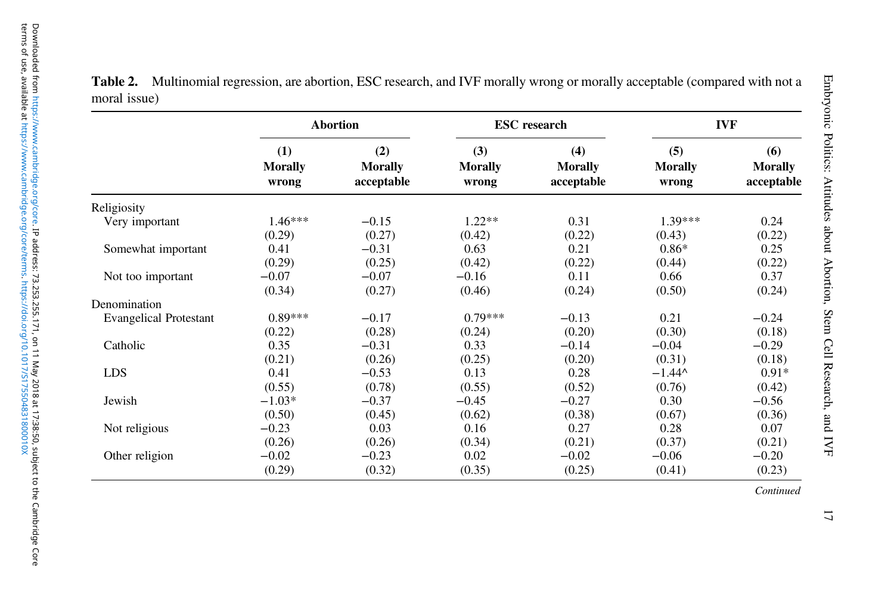**Table 2.** Multinomial regression, are abortion, ESC research, and IVF morally wrong or morally acceptable (compared with not a moral issue)

| | Abortion | | ESC research | | IVF | |
|---|---|---|---|---|---|---|
| | (1) Morally wrong | (2) Morally acceptable | (3) Morally wrong | (4) Morally acceptable | (5) Morally wrong | (6) Morally acceptable |
| Religiosity | | | | | | |
| Very important | 1.46*** | −0.15 | 1.22** | 0.31 | 1.39*** | 0.24 |
| | (0.29) | (0.27) | (0.42) | (0.22) | (0.43) | (0.22) |
| Somewhat important | 0.41 | −0.31 | 0.63 | 0.21 | 0.86* | 0.25 |
| | (0.29) | (0.25) | (0.42) | (0.22) | (0.44) | (0.22) |
| Not too important | −0.07 | −0.07 | −0.16 | 0.11 | 0.66 | 0.37 |
| | (0.34) | (0.27) | (0.46) | (0.24) | (0.50) | (0.24) |
| Denomination | | | | | | |
| Evangelical Protestant | 0.89*** | −0.17 | 0.79*** | −0.13 | 0.21 | −0.24 |
| | (0.22) | (0.28) | (0.24) | (0.20) | (0.30) | (0.18) |
| Catholic | 0.35 | −0.31 | 0.33 | −0.14 | −0.04 | −0.29 |
| | (0.21) | (0.26) | (0.25) | (0.20) | (0.31) | (0.18) |
| LDS | 0.41 | −0.53 | 0.13 | 0.28 | −1.44^ | 0.91* |
| | (0.55) | (0.78) | (0.55) | (0.52) | (0.76) | (0.42) |
| Jewish | −1.03* | −0.37 | −0.45 | −0.27 | 0.30 | −0.56 |
| | (0.50) | (0.45) | (0.62) | (0.38) | (0.67) | (0.36) |
| Not religious | −0.23 | 0.03 | 0.16 | 0.27 | 0.28 | 0.07 |
| | (0.26) | (0.26) | (0.34) | (0.21) | (0.37) | (0.21) |
| Other religion | −0.02 | −0.23 | 0.02 | −0.02 | −0.06 | −0.20 |
| | (0.29) | (0.32) | (0.35) | (0.25) | (0.41) | (0.23) |

*Continued*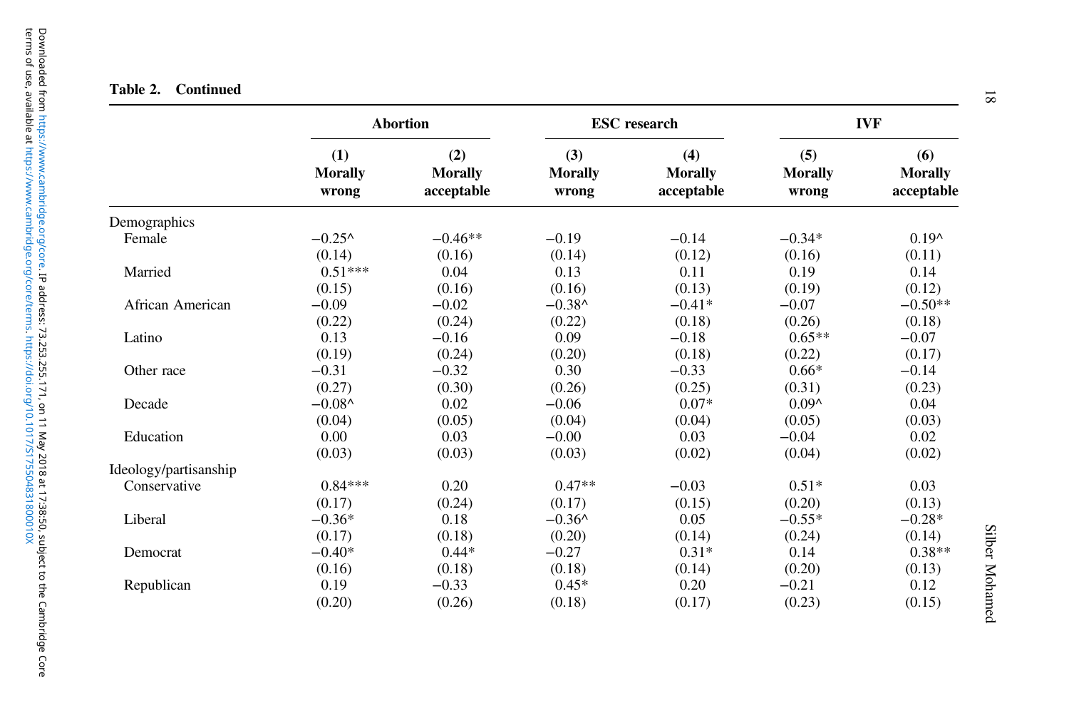**Table 2. Continued**

| | Abortion | | ESC research | | IVF | |
|---|---|---|---|---|---|---|
| | (1) Morally wrong | (2) Morally acceptable | (3) Morally wrong | (4) Morally acceptable | (5) Morally wrong | (6) Morally acceptable |
| Demographics | | | | | | |
| Female | −0.25^ | −0.46** | −0.19 | −0.14 | −0.34* | 0.19^ |
| | (0.14) | (0.16) | (0.14) | (0.12) | (0.16) | (0.11) |
| Married | 0.51*** | 0.04 | 0.13 | 0.11 | 0.19 | 0.14 |
| | (0.15) | (0.16) | (0.16) | (0.13) | (0.19) | (0.12) |
| African American | −0.09 | −0.02 | −0.38^ | −0.41* | −0.07 | −0.50** |
| | (0.22) | (0.24) | (0.22) | (0.18) | (0.26) | (0.18) |
| Latino | 0.13 | −0.16 | 0.09 | −0.18 | 0.65** | −0.07 |
| | (0.19) | (0.24) | (0.20) | (0.18) | (0.22) | (0.17) |
| Other race | −0.31 | −0.32 | 0.30 | −0.33 | 0.66* | −0.14 |
| | (0.27) | (0.30) | (0.26) | (0.25) | (0.31) | (0.23) |
| Decade | −0.08^ | 0.02 | −0.06 | 0.07* | 0.09^ | 0.04 |
| | (0.04) | (0.05) | (0.04) | (0.04) | (0.05) | (0.03) |
| Education | 0.00 | 0.03 | −0.00 | 0.03 | −0.04 | 0.02 |
| | (0.03) | (0.03) | (0.03) | (0.02) | (0.04) | (0.02) |
| Ideology/partisanship | | | | | | |
| Conservative | 0.84*** | 0.20 | 0.47** | −0.03 | 0.51* | 0.03 |
| | (0.17) | (0.24) | (0.17) | (0.15) | (0.20) | (0.13) |
| Liberal | −0.36* | 0.18 | −0.36^ | 0.05 | −0.55* | −0.28* |
| | (0.17) | (0.18) | (0.20) | (0.14) | (0.24) | (0.14) |
| Democrat | −0.40* | 0.44* | −0.27 | 0.31* | 0.14 | 0.38** |
| | (0.16) | (0.18) | (0.18) | (0.14) | (0.20) | (0.13) |
| Republican | 0.19 | −0.33 | 0.45* | 0.20 | −0.21 | 0.12 |
| | (0.20) | (0.26) | (0.18) | (0.17) | (0.23) | (0.15) |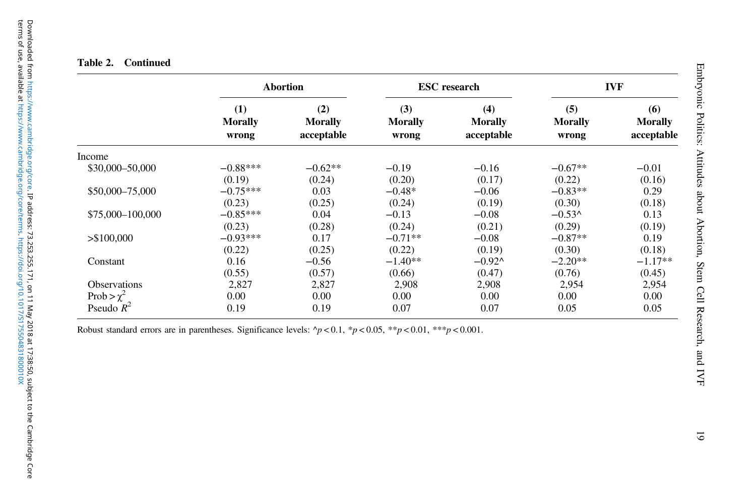**Table 2. Continued**

| | Abortion | | ESC research | | IVF | |
|---|---|---|---|---|---|---|
| | (1) Morally wrong | (2) Morally acceptable | (3) Morally wrong | (4) Morally acceptable | (5) Morally wrong | (6) Morally acceptable |
| Income | | | | | | |
| \$30,000–50,000 | −0.88*** | −0.62** | −0.19 | −0.16 | −0.67** | −0.01 |
| | (0.19) | (0.24) | (0.20) | (0.17) | (0.22) | (0.16) |
| \$50,000–75,000 | −0.75*** | 0.03 | −0.48* | −0.06 | −0.83** | 0.29 |
| | (0.23) | (0.25) | (0.24) | (0.19) | (0.30) | (0.18) |
| \$75,000–100,000 | −0.85*** | 0.04 | −0.13 | −0.08 | −0.53^ | 0.13 |
| | (0.23) | (0.28) | (0.24) | (0.21) | (0.29) | (0.19) |
| >\$100,000 | −0.93*** | 0.17 | −0.71** | −0.08 | −0.87** | 0.19 |
| | (0.22) | (0.25) | (0.22) | (0.19) | (0.30) | (0.18) |
| Constant | 0.16 | −0.56 | −1.40** | −0.92^ | −2.20** | −1.17** |
| | (0.55) | (0.57) | (0.66) | (0.47) | (0.76) | (0.45) |
| Observations | 2,827 | 2,827 | 2,908 | 2,908 | 2,954 | 2,954 |
| Prob > $\chi^2$ | 0.00 | 0.00 | 0.00 | 0.00 | 0.00 | 0.00 |
| Pseudo $R^2$ | 0.19 | 0.19 | 0.07 | 0.07 | 0.05 | 0.05 |

Robust standard errors are in parentheses. Significance levels: ^$p < 0.1$, *$p < 0.05$, **$p < 0.01$, ***$p < 0.001$.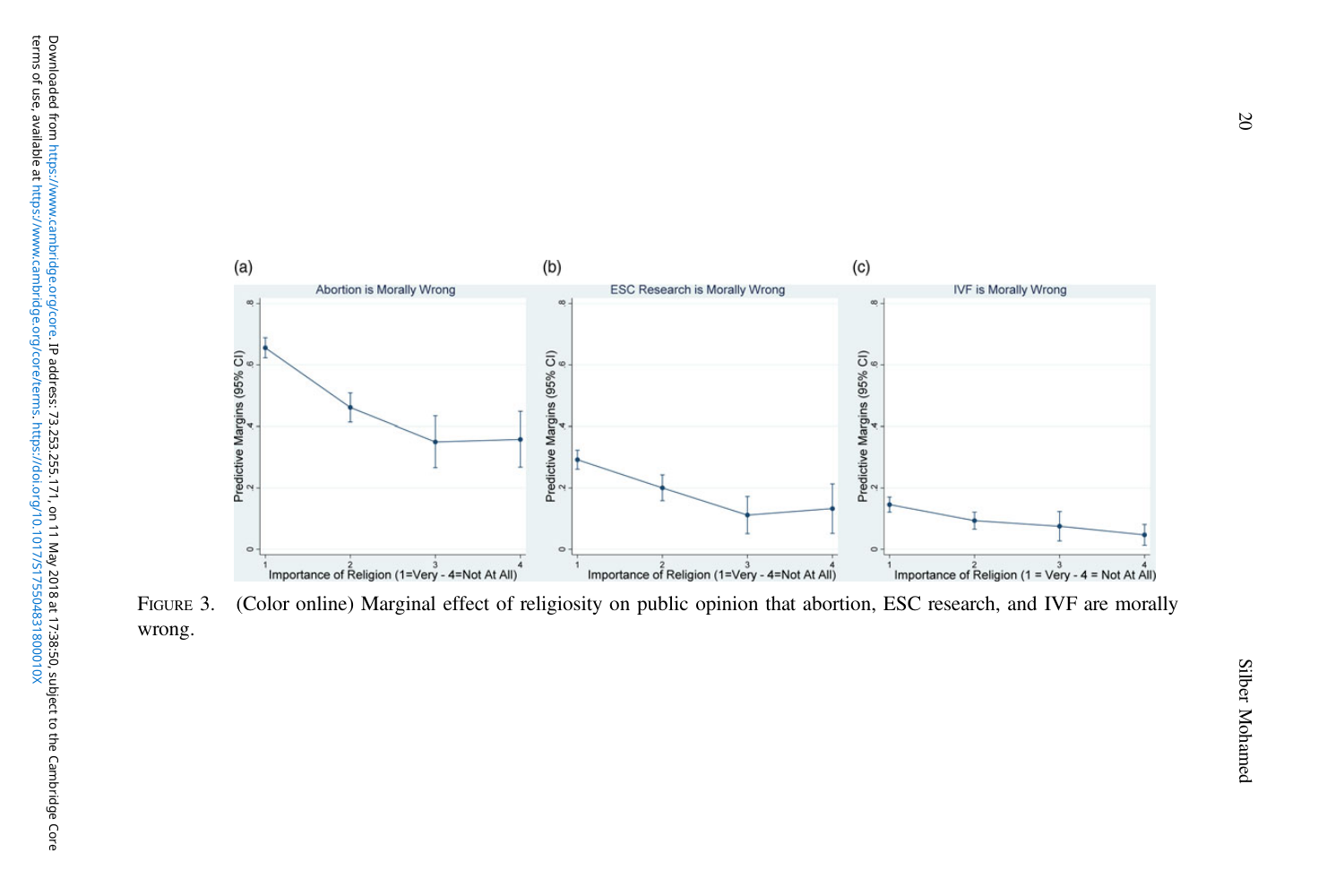FIGURE 3. (Color online) Marginal effect of religiosity on public opinion that abortion, ESC research, and IVF are morally wrong.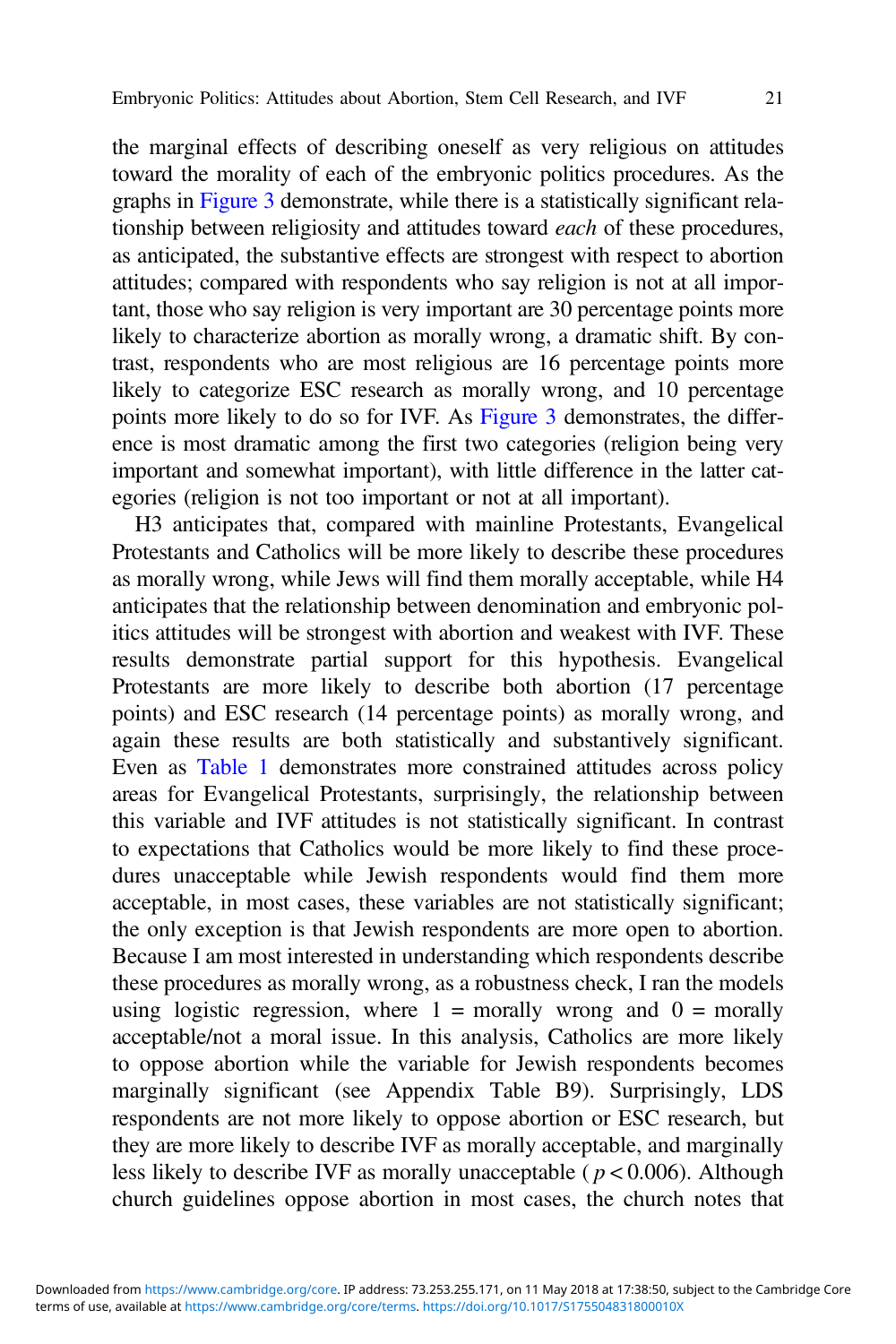the marginal effects of describing oneself as very religious on attitudes toward the morality of each of the embryonic politics procedures. As the graphs in Figure 3 demonstrate, while there is a statistically significant relationship between religiosity and attitudes toward *each* of these procedures, as anticipated, the substantive effects are strongest with respect to abortion attitudes; compared with respondents who say religion is not at all important, those who say religion is very important are 30 percentage points more likely to characterize abortion as morally wrong, a dramatic shift. By contrast, respondents who are most religious are 16 percentage points more likely to categorize ESC research as morally wrong, and 10 percentage points more likely to do so for IVF. As Figure 3 demonstrates, the difference is most dramatic among the first two categories (religion being very important and somewhat important), with little difference in the latter categories (religion is not too important or not at all important).

H3 anticipates that, compared with mainline Protestants, Evangelical Protestants and Catholics will be more likely to describe these procedures as morally wrong, while Jews will find them morally acceptable, while H4 anticipates that the relationship between denomination and embryonic politics attitudes will be strongest with abortion and weakest with IVF. These results demonstrate partial support for this hypothesis. Evangelical Protestants are more likely to describe both abortion (17 percentage points) and ESC research (14 percentage points) as morally wrong, and again these results are both statistically and substantively significant. Even as Table 1 demonstrates more constrained attitudes across policy areas for Evangelical Protestants, surprisingly, the relationship between this variable and IVF attitudes is not statistically significant. In contrast to expectations that Catholics would be more likely to find these procedures unacceptable while Jewish respondents would find them more acceptable, in most cases, these variables are not statistically significant; the only exception is that Jewish respondents are more open to abortion. Because I am most interested in understanding which respondents describe these procedures as morally wrong, as a robustness check, I ran the models using logistic regression, where 1 = morally wrong and 0 = morally acceptable/not a moral issue. In this analysis, Catholics are more likely to oppose abortion while the variable for Jewish respondents becomes marginally significant (see Appendix Table B9). Surprisingly, LDS respondents are not more likely to oppose abortion or ESC research, but they are more likely to describe IVF as morally acceptable, and marginally less likely to describe IVF as morally unacceptable ($p < 0.006$). Although church guidelines oppose abortion in most cases, the church notes that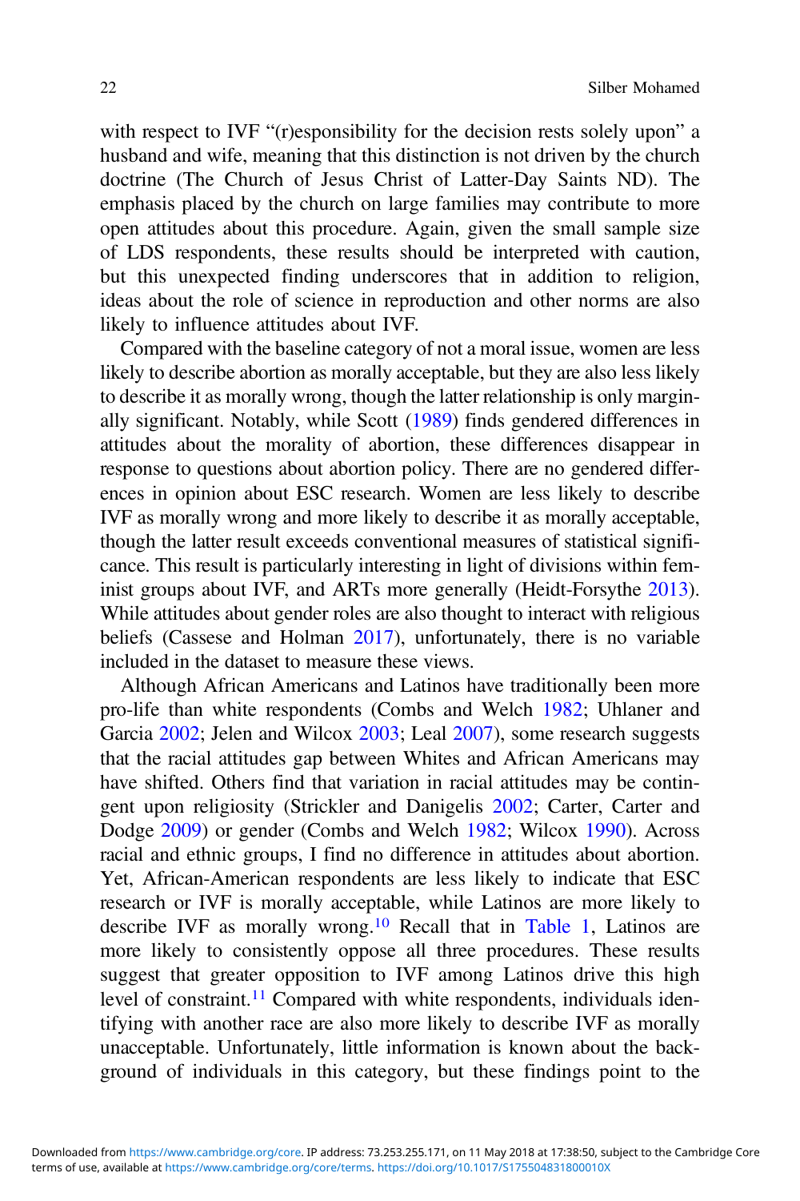with respect to IVF "(r)esponsibility for the decision rests solely upon" a husband and wife, meaning that this distinction is not driven by the church doctrine (The Church of Jesus Christ of Latter-Day Saints ND). The emphasis placed by the church on large families may contribute to more open attitudes about this procedure. Again, given the small sample size of LDS respondents, these results should be interpreted with caution, but this unexpected finding underscores that in addition to religion, ideas about the role of science in reproduction and other norms are also likely to influence attitudes about IVF.

Compared with the baseline category of not a moral issue, women are less likely to describe abortion as morally acceptable, but they are also less likely to describe it as morally wrong, though the latter relationship is only marginally significant. Notably, while Scott (1989) finds gendered differences in attitudes about the morality of abortion, these differences disappear in response to questions about abortion policy. There are no gendered differences in opinion about ESC research. Women are less likely to describe IVF as morally wrong and more likely to describe it as morally acceptable, though the latter result exceeds conventional measures of statistical significance. This result is particularly interesting in light of divisions within feminist groups about IVF, and ARTs more generally (Heidt-Forsythe 2013). While attitudes about gender roles are also thought to interact with religious beliefs (Cassese and Holman 2017), unfortunately, there is no variable included in the dataset to measure these views.

Although African Americans and Latinos have traditionally been more pro-life than white respondents (Combs and Welch 1982; Uhlaner and Garcia 2002; Jelen and Wilcox 2003; Leal 2007), some research suggests that the racial attitudes gap between Whites and African Americans may have shifted. Others find that variation in racial attitudes may be contingent upon religiosity (Strickler and Danigelis 2002; Carter, Carter and Dodge 2009) or gender (Combs and Welch 1982; Wilcox 1990). Across racial and ethnic groups, I find no difference in attitudes about abortion. Yet, African-American respondents are less likely to indicate that ESC research or IVF is morally acceptable, while Latinos are more likely to describe IVF as morally wrong.[10] Recall that in Table 1, Latinos are more likely to consistently oppose all three procedures. These results suggest that greater opposition to IVF among Latinos drive this high level of constraint.[11] Compared with white respondents, individuals identifying with another race are also more likely to describe IVF as morally unacceptable. Unfortunately, little information is known about the background of individuals in this category, but these findings point to the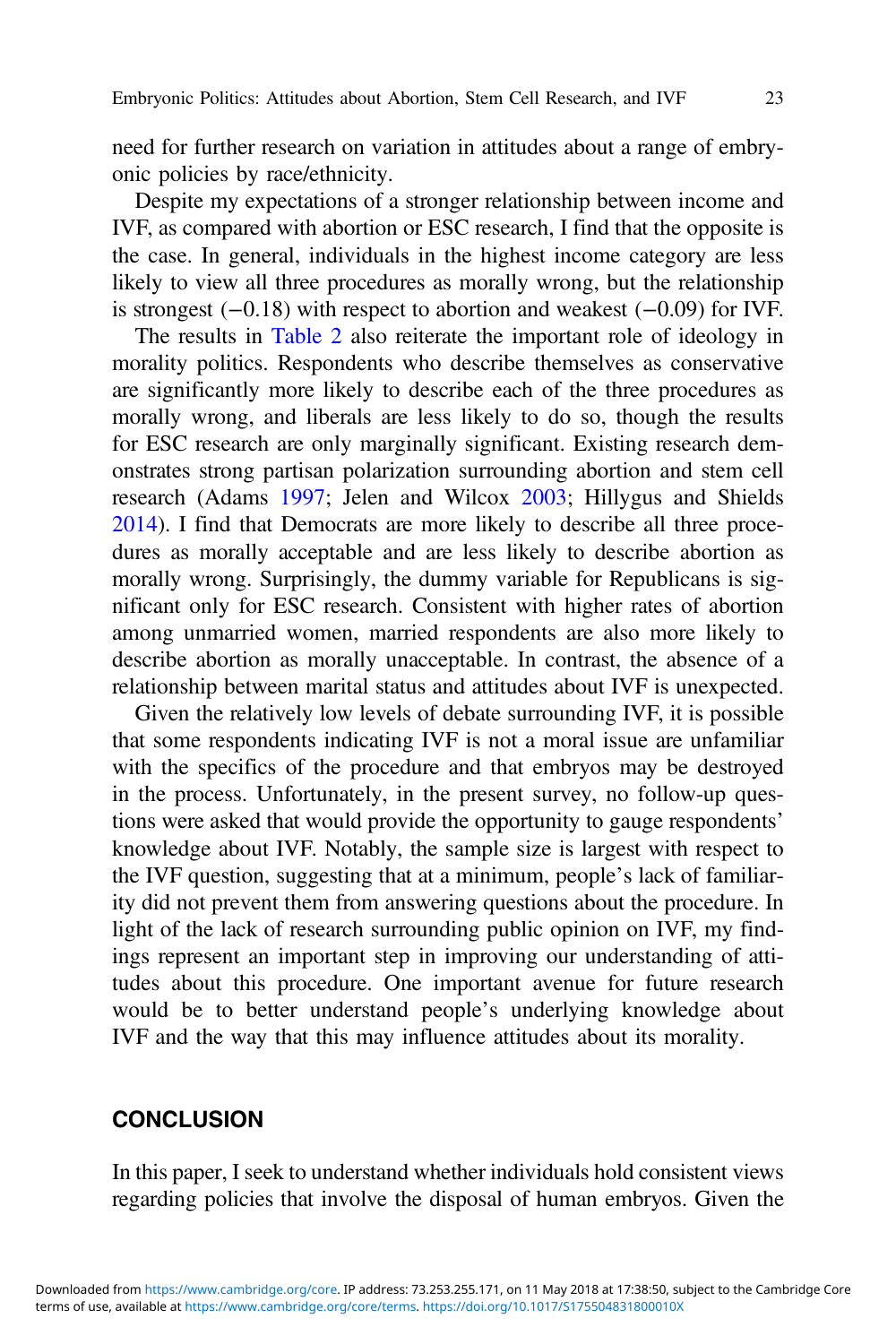need for further research on variation in attitudes about a range of embryonic policies by race/ethnicity.

Despite my expectations of a stronger relationship between income and IVF, as compared with abortion or ESC research, I find that the opposite is the case. In general, individuals in the highest income category are less likely to view all three procedures as morally wrong, but the relationship is strongest (−0.18) with respect to abortion and weakest (−0.09) for IVF.

The results in Table 2 also reiterate the important role of ideology in morality politics. Respondents who describe themselves as conservative are significantly more likely to describe each of the three procedures as morally wrong, and liberals are less likely to do so, though the results for ESC research are only marginally significant. Existing research demonstrates strong partisan polarization surrounding abortion and stem cell research (Adams 1997; Jelen and Wilcox 2003; Hillygus and Shields 2014). I find that Democrats are more likely to describe all three procedures as morally acceptable and are less likely to describe abortion as morally wrong. Surprisingly, the dummy variable for Republicans is significant only for ESC research. Consistent with higher rates of abortion among unmarried women, married respondents are also more likely to describe abortion as morally unacceptable. In contrast, the absence of a relationship between marital status and attitudes about IVF is unexpected.

Given the relatively low levels of debate surrounding IVF, it is possible that some respondents indicating IVF is not a moral issue are unfamiliar with the specifics of the procedure and that embryos may be destroyed in the process. Unfortunately, in the present survey, no follow-up questions were asked that would provide the opportunity to gauge respondents' knowledge about IVF. Notably, the sample size is largest with respect to the IVF question, suggesting that at a minimum, people's lack of familiarity did not prevent them from answering questions about the procedure. In light of the lack of research surrounding public opinion on IVF, my findings represent an important step in improving our understanding of attitudes about this procedure. One important avenue for future research would be to better understand people's underlying knowledge about IVF and the way that this may influence attitudes about its morality.

## CONCLUSION

In this paper, I seek to understand whether individuals hold consistent views regarding policies that involve the disposal of human embryos. Given the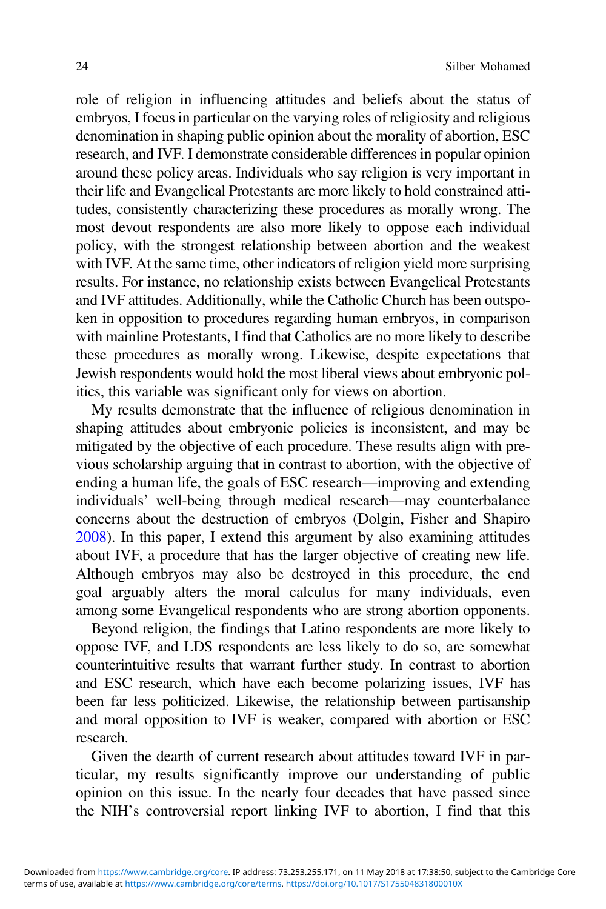role of religion in influencing attitudes and beliefs about the status of embryos, I focus in particular on the varying roles of religiosity and religious denomination in shaping public opinion about the morality of abortion, ESC research, and IVF. I demonstrate considerable differences in popular opinion around these policy areas. Individuals who say religion is very important in their life and Evangelical Protestants are more likely to hold constrained attitudes, consistently characterizing these procedures as morally wrong. The most devout respondents are also more likely to oppose each individual policy, with the strongest relationship between abortion and the weakest with IVF. At the same time, other indicators of religion yield more surprising results. For instance, no relationship exists between Evangelical Protestants and IVF attitudes. Additionally, while the Catholic Church has been outspoken in opposition to procedures regarding human embryos, in comparison with mainline Protestants, I find that Catholics are no more likely to describe these procedures as morally wrong. Likewise, despite expectations that Jewish respondents would hold the most liberal views about embryonic politics, this variable was significant only for views on abortion.

My results demonstrate that the influence of religious denomination in shaping attitudes about embryonic policies is inconsistent, and may be mitigated by the objective of each procedure. These results align with previous scholarship arguing that in contrast to abortion, with the objective of ending a human life, the goals of ESC research—improving and extending individuals' well-being through medical research—may counterbalance concerns about the destruction of embryos (Dolgin, Fisher and Shapiro 2008). In this paper, I extend this argument by also examining attitudes about IVF, a procedure that has the larger objective of creating new life. Although embryos may also be destroyed in this procedure, the end goal arguably alters the moral calculus for many individuals, even among some Evangelical respondents who are strong abortion opponents.

Beyond religion, the findings that Latino respondents are more likely to oppose IVF, and LDS respondents are less likely to do so, are somewhat counterintuitive results that warrant further study. In contrast to abortion and ESC research, which have each become polarizing issues, IVF has been far less politicized. Likewise, the relationship between partisanship and moral opposition to IVF is weaker, compared with abortion or ESC research.

Given the dearth of current research about attitudes toward IVF in particular, my results significantly improve our understanding of public opinion on this issue. In the nearly four decades that have passed since the NIH's controversial report linking IVF to abortion, I find that this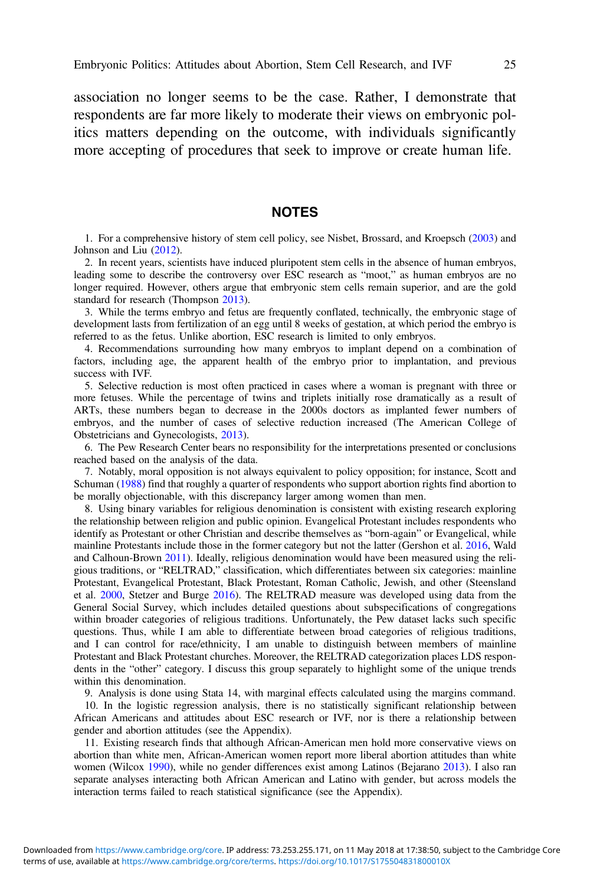association no longer seems to be the case. Rather, I demonstrate that respondents are far more likely to moderate their views on embryonic politics matters depending on the outcome, with individuals significantly more accepting of procedures that seek to improve or create human life.

## NOTES

1. For a comprehensive history of stem cell policy, see Nisbet, Brossard, and Kroepsch (2003) and Johnson and Liu (2012).

2. In recent years, scientists have induced pluripotent stem cells in the absence of human embryos, leading some to describe the controversy over ESC research as "moot," as human embryos are no longer required. However, others argue that embryonic stem cells remain superior, and are the gold standard for research (Thompson 2013).

3. While the terms embryo and fetus are frequently conflated, technically, the embryonic stage of development lasts from fertilization of an egg until 8 weeks of gestation, at which period the embryo is referred to as the fetus. Unlike abortion, ESC research is limited to only embryos.

4. Recommendations surrounding how many embryos to implant depend on a combination of factors, including age, the apparent health of the embryo prior to implantation, and previous success with IVF.

5. Selective reduction is most often practiced in cases where a woman is pregnant with three or more fetuses. While the percentage of twins and triplets initially rose dramatically as a result of ARTs, these numbers began to decrease in the 2000s doctors as implanted fewer numbers of embryos, and the number of cases of selective reduction increased (The American College of Obstetricians and Gynecologists, 2013).

6. The Pew Research Center bears no responsibility for the interpretations presented or conclusions reached based on the analysis of the data.

7. Notably, moral opposition is not always equivalent to policy opposition; for instance, Scott and Schuman (1988) find that roughly a quarter of respondents who support abortion rights find abortion to be morally objectionable, with this discrepancy larger among women than men.

8. Using binary variables for religious denomination is consistent with existing research exploring the relationship between religion and public opinion. Evangelical Protestant includes respondents who identify as Protestant or other Christian and describe themselves as "born-again" or Evangelical, while mainline Protestants include those in the former category but not the latter (Gershon et al. 2016, Wald and Calhoun-Brown 2011). Ideally, religious denomination would have been measured using the religious traditions, or "RELTRAD," classification, which differentiates between six categories: mainline Protestant, Evangelical Protestant, Black Protestant, Roman Catholic, Jewish, and other (Steensland et al. 2000, Stetzer and Burge 2016). The RELTRAD measure was developed using data from the General Social Survey, which includes detailed questions about subspecifications of congregations within broader categories of religious traditions. Unfortunately, the Pew dataset lacks such specific questions. Thus, while I am able to differentiate between broad categories of religious traditions, and I can control for race/ethnicity, I am unable to distinguish between members of mainline Protestant and Black Protestant churches. Moreover, the RELTRAD categorization places LDS respondents in the "other" category. I discuss this group separately to highlight some of the unique trends within this denomination.

9. Analysis is done using Stata 14, with marginal effects calculated using the margins command.

10. In the logistic regression analysis, there is no statistically significant relationship between African Americans and attitudes about ESC research or IVF, nor is there a relationship between gender and abortion attitudes (see the Appendix).

11. Existing research finds that although African-American men hold more conservative views on abortion than white men, African-American women report more liberal abortion attitudes than white women (Wilcox 1990), while no gender differences exist among Latinos (Bejarano 2013). I also ran separate analyses interacting both African American and Latino with gender, but across models the interaction terms failed to reach statistical significance (see the Appendix).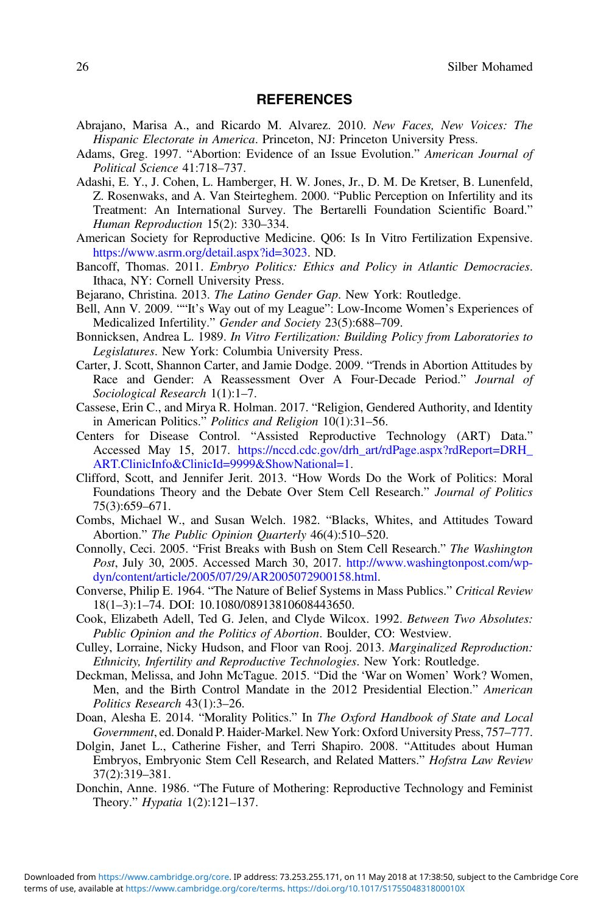## REFERENCES

Abrajano, Marisa A., and Ricardo M. Alvarez. 2010. *New Faces, New Voices: The Hispanic Electorate in America*. Princeton, NJ: Princeton University Press.

Adams, Greg. 1997. "Abortion: Evidence of an Issue Evolution." *American Journal of Political Science* 41:718–737.

Adashi, E. Y., J. Cohen, L. Hamberger, H. W. Jones, Jr., D. M. De Kretser, B. Lunenfeld, Z. Rosenwaks, and A. Van Steirteghem. 2000. "Public Perception on Infertility and its Treatment: An International Survey. The Bertarelli Foundation Scientific Board." *Human Reproduction* 15(2): 330–334.

American Society for Reproductive Medicine. Q06: Is In Vitro Fertilization Expensive. https://www.asrm.org/detail.aspx?id=3023. ND.

Bancoff, Thomas. 2011. *Embryo Politics: Ethics and Policy in Atlantic Democracies*. Ithaca, NY: Cornell University Press.

Bejarano, Christina. 2013. *The Latino Gender Gap*. New York: Routledge.

Bell, Ann V. 2009. ""It's Way out of my League": Low-Income Women's Experiences of Medicalized Infertility." *Gender and Society* 23(5):688–709.

Bonnicksen, Andrea L. 1989. *In Vitro Fertilization: Building Policy from Laboratories to Legislatures*. New York: Columbia University Press.

Carter, J. Scott, Shannon Carter, and Jamie Dodge. 2009. "Trends in Abortion Attitudes by Race and Gender: A Reassessment Over A Four-Decade Period." *Journal of Sociological Research* 1(1):1–7.

Cassese, Erin C., and Mirya R. Holman. 2017. "Religion, Gendered Authority, and Identity in American Politics." *Politics and Religion* 10(1):31–56.

Centers for Disease Control. "Assisted Reproductive Technology (ART) Data." Accessed May 15, 2017. https://nccd.cdc.gov/drh_art/rdPage.aspx?rdReport=DRH_ART.ClinicInfo&ClinicId=9999&ShowNational=1.

Clifford, Scott, and Jennifer Jerit. 2013. "How Words Do the Work of Politics: Moral Foundations Theory and the Debate Over Stem Cell Research." *Journal of Politics* 75(3):659–671.

Combs, Michael W., and Susan Welch. 1982. "Blacks, Whites, and Attitudes Toward Abortion." *The Public Opinion Quarterly* 46(4):510–520.

Connolly, Ceci. 2005. "Frist Breaks with Bush on Stem Cell Research." *The Washington Post*, July 30, 2005. Accessed March 30, 2017. http://www.washingtonpost.com/wp-dyn/content/article/2005/07/29/AR2005072900158.html.

Converse, Philip E. 1964. "The Nature of Belief Systems in Mass Publics." *Critical Review* 18(1–3):1–74. DOI: 10.1080/08913810608443650.

Cook, Elizabeth Adell, Ted G. Jelen, and Clyde Wilcox. 1992. *Between Two Absolutes: Public Opinion and the Politics of Abortion*. Boulder, CO: Westview.

Culley, Lorraine, Nicky Hudson, and Floor van Rooj. 2013. *Marginalized Reproduction: Ethnicity, Infertility and Reproductive Technologies*. New York: Routledge.

Deckman, Melissa, and John McTague. 2015. "Did the 'War on Women' Work? Women, Men, and the Birth Control Mandate in the 2012 Presidential Election." *American Politics Research* 43(1):3–26.

Doan, Alesha E. 2014. "Morality Politics." In *The Oxford Handbook of State and Local Government*, ed. Donald P. Haider-Markel. New York: Oxford University Press, 757–777.

Dolgin, Janet L., Catherine Fisher, and Terri Shapiro. 2008. "Attitudes about Human Embryos, Embryonic Stem Cell Research, and Related Matters." *Hofstra Law Review* 37(2):319–381.

Donchin, Anne. 1986. "The Future of Mothering: Reproductive Technology and Feminist Theory." *Hypatia* 1(2):121–137.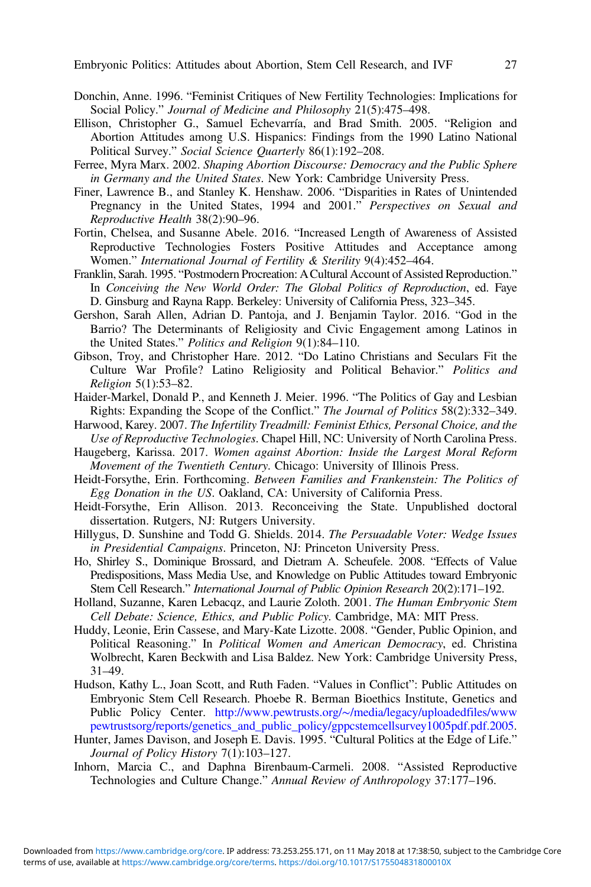Donchin, Anne. 1996. "Feminist Critiques of New Fertility Technologies: Implications for Social Policy." *Journal of Medicine and Philosophy* 21(5):475–498.

Ellison, Christopher G., Samuel Echevarría, and Brad Smith. 2005. "Religion and Abortion Attitudes among U.S. Hispanics: Findings from the 1990 Latino National Political Survey." *Social Science Quarterly* 86(1):192–208.

Ferree, Myra Marx. 2002. *Shaping Abortion Discourse: Democracy and the Public Sphere in Germany and the United States*. New York: Cambridge University Press.

Finer, Lawrence B., and Stanley K. Henshaw. 2006. "Disparities in Rates of Unintended Pregnancy in the United States, 1994 and 2001." *Perspectives on Sexual and Reproductive Health* 38(2):90–96.

Fortin, Chelsea, and Susanne Abele. 2016. "Increased Length of Awareness of Assisted Reproductive Technologies Fosters Positive Attitudes and Acceptance among Women." *International Journal of Fertility & Sterility* 9(4):452–464.

Franklin, Sarah. 1995. "Postmodern Procreation: A Cultural Account of Assisted Reproduction." In *Conceiving the New World Order: The Global Politics of Reproduction*, ed. Faye D. Ginsburg and Rayna Rapp. Berkeley: University of California Press, 323–345.

Gershon, Sarah Allen, Adrian D. Pantoja, and J. Benjamin Taylor. 2016. "God in the Barrio? The Determinants of Religiosity and Civic Engagement among Latinos in the United States." *Politics and Religion* 9(1):84–110.

Gibson, Troy, and Christopher Hare. 2012. "Do Latino Christians and Seculars Fit the Culture War Profile? Latino Religiosity and Political Behavior." *Politics and Religion* 5(1):53–82.

Haider-Markel, Donald P., and Kenneth J. Meier. 1996. "The Politics of Gay and Lesbian Rights: Expanding the Scope of the Conflict." *The Journal of Politics* 58(2):332–349.

Harwood, Karey. 2007. *The Infertility Treadmill: Feminist Ethics, Personal Choice, and the Use of Reproductive Technologies*. Chapel Hill, NC: University of North Carolina Press.

Haugeberg, Karissa. 2017. *Women against Abortion: Inside the Largest Moral Reform Movement of the Twentieth Century*. Chicago: University of Illinois Press.

Heidt-Forsythe, Erin. Forthcoming. *Between Families and Frankenstein: The Politics of Egg Donation in the US*. Oakland, CA: University of California Press.

Heidt-Forsythe, Erin Allison. 2013. Reconceiving the State. Unpublished doctoral dissertation. Rutgers, NJ: Rutgers University.

Hillygus, D. Sunshine and Todd G. Shields. 2014. *The Persuadable Voter: Wedge Issues in Presidential Campaigns*. Princeton, NJ: Princeton University Press.

Ho, Shirley S., Dominique Brossard, and Dietram A. Scheufele. 2008. "Effects of Value Predispositions, Mass Media Use, and Knowledge on Public Attitudes toward Embryonic Stem Cell Research." *International Journal of Public Opinion Research* 20(2):171–192.

Holland, Suzanne, Karen Lebacqz, and Laurie Zoloth. 2001. *The Human Embryonic Stem Cell Debate: Science, Ethics, and Public Policy*. Cambridge, MA: MIT Press.

Huddy, Leonie, Erin Cassese, and Mary-Kate Lizotte. 2008. "Gender, Public Opinion, and Political Reasoning." In *Political Women and American Democracy*, ed. Christina Wolbrecht, Karen Beckwith and Lisa Baldez. New York: Cambridge University Press, 31–49.

Hudson, Kathy L., Joan Scott, and Ruth Faden. "Values in Conflict": Public Attitudes on Embryonic Stem Cell Research. Phoebe R. Berman Bioethics Institute, Genetics and Public Policy Center. http://www.pewtrusts.org/~/media/legacy/uploadedfiles/wwwpewtrustsorg/reports/genetics_and_public_policy/gppcstemcellsurvey1005pdf.pdf.2005.

Hunter, James Davison, and Joseph E. Davis. 1995. "Cultural Politics at the Edge of Life." *Journal of Policy History* 7(1):103–127.

Inhorn, Marcia C., and Daphna Birenbaum-Carmeli. 2008. "Assisted Reproductive Technologies and Culture Change." *Annual Review of Anthropology* 37:177–196.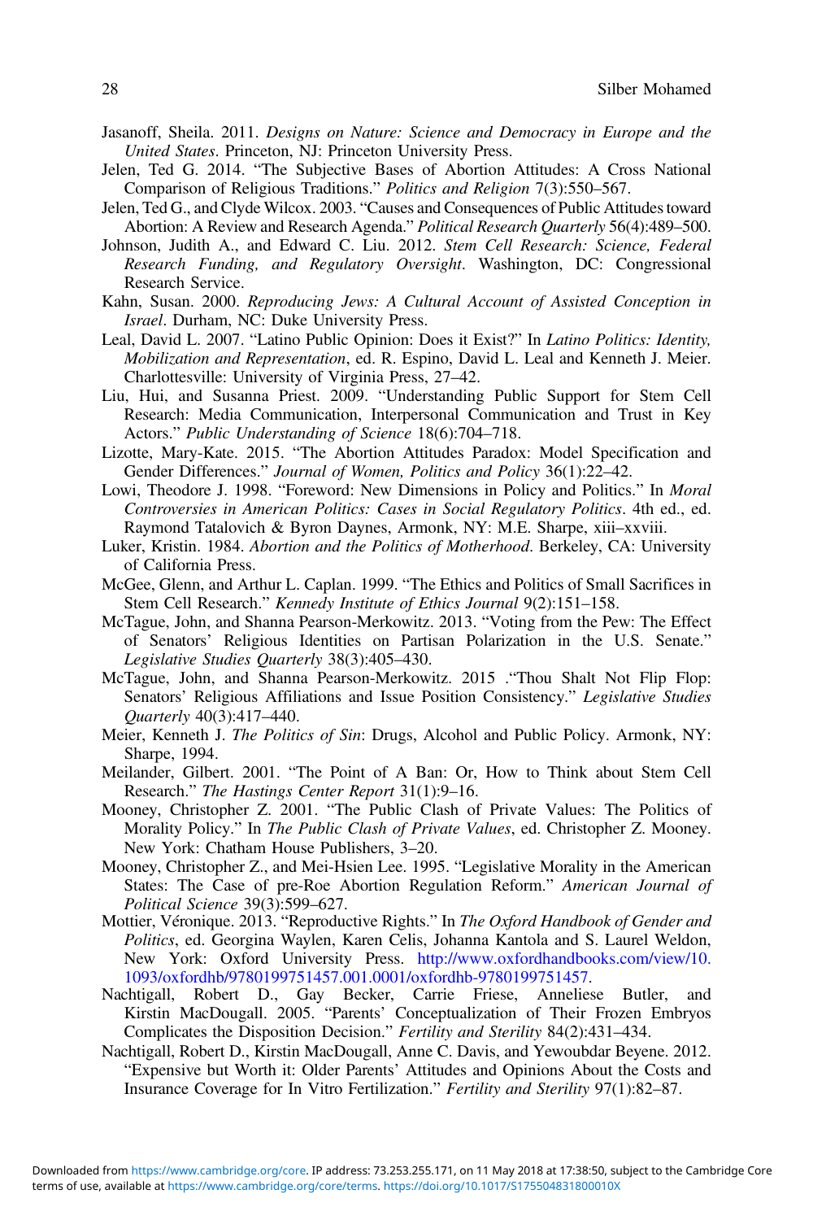Jasanoff, Sheila. 2011. *Designs on Nature: Science and Democracy in Europe and the United States*. Princeton, NJ: Princeton University Press.

Jelen, Ted G. 2014. "The Subjective Bases of Abortion Attitudes: A Cross National Comparison of Religious Traditions." *Politics and Religion* 7(3):550–567.

Jelen, Ted G., and Clyde Wilcox. 2003. "Causes and Consequences of Public Attitudes toward Abortion: A Review and Research Agenda." *Political Research Quarterly* 56(4):489–500.

Johnson, Judith A., and Edward C. Liu. 2012. *Stem Cell Research: Science, Federal Research Funding, and Regulatory Oversight*. Washington, DC: Congressional Research Service.

Kahn, Susan. 2000. *Reproducing Jews: A Cultural Account of Assisted Conception in Israel*. Durham, NC: Duke University Press.

Leal, David L. 2007. "Latino Public Opinion: Does it Exist?" In *Latino Politics: Identity, Mobilization and Representation*, ed. R. Espino, David L. Leal and Kenneth J. Meier. Charlottesville: University of Virginia Press, 27–42.

Liu, Hui, and Susanna Priest. 2009. "Understanding Public Support for Stem Cell Research: Media Communication, Interpersonal Communication and Trust in Key Actors." *Public Understanding of Science* 18(6):704–718.

Lizotte, Mary-Kate. 2015. "The Abortion Attitudes Paradox: Model Specification and Gender Differences." *Journal of Women, Politics and Policy* 36(1):22–42.

Lowi, Theodore J. 1998. "Foreword: New Dimensions in Policy and Politics." In *Moral Controversies in American Politics: Cases in Social Regulatory Politics*. 4th ed., ed. Raymond Tatalovich & Byron Daynes, Armonk, NY: M.E. Sharpe, xiii–xxviii.

Luker, Kristin. 1984. *Abortion and the Politics of Motherhood*. Berkeley, CA: University of California Press.

McGee, Glenn, and Arthur L. Caplan. 1999. "The Ethics and Politics of Small Sacrifices in Stem Cell Research." *Kennedy Institute of Ethics Journal* 9(2):151–158.

McTague, John, and Shanna Pearson-Merkowitz. 2013. "Voting from the Pew: The Effect of Senators' Religious Identities on Partisan Polarization in the U.S. Senate." *Legislative Studies Quarterly* 38(3):405–430.

McTague, John, and Shanna Pearson-Merkowitz. 2015 ."Thou Shalt Not Flip Flop: Senators' Religious Affiliations and Issue Position Consistency." *Legislative Studies Quarterly* 40(3):417–440.

Meier, Kenneth J. *The Politics of Sin*: Drugs, Alcohol and Public Policy. Armonk, NY: Sharpe, 1994.

Meilander, Gilbert. 2001. "The Point of A Ban: Or, How to Think about Stem Cell Research." *The Hastings Center Report* 31(1):9–16.

Mooney, Christopher Z. 2001. "The Public Clash of Private Values: The Politics of Morality Policy." In *The Public Clash of Private Values*, ed. Christopher Z. Mooney. New York: Chatham House Publishers, 3–20.

Mooney, Christopher Z., and Mei-Hsien Lee. 1995. "Legislative Morality in the American States: The Case of pre-Roe Abortion Regulation Reform." *American Journal of Political Science* 39(3):599–627.

Mottier, Véronique. 2013. "Reproductive Rights." In *The Oxford Handbook of Gender and Politics*, ed. Georgina Waylen, Karen Celis, Johanna Kantola and S. Laurel Weldon, New York: Oxford University Press. http://www.oxfordhandbooks.com/view/10.1093/oxfordhb/9780199751457.001.0001/oxfordhb-9780199751457.

Nachtigall, Robert D., Gay Becker, Carrie Friese, Anneliese Butler, and Kirstin MacDougall. 2005. "Parents' Conceptualization of Their Frozen Embryos Complicates the Disposition Decision." *Fertility and Sterility* 84(2):431–434.

Nachtigall, Robert D., Kirstin MacDougall, Anne C. Davis, and Yewoubdar Beyene. 2012. "Expensive but Worth it: Older Parents' Attitudes and Opinions About the Costs and Insurance Coverage for In Vitro Fertilization." *Fertility and Sterility* 97(1):82–87.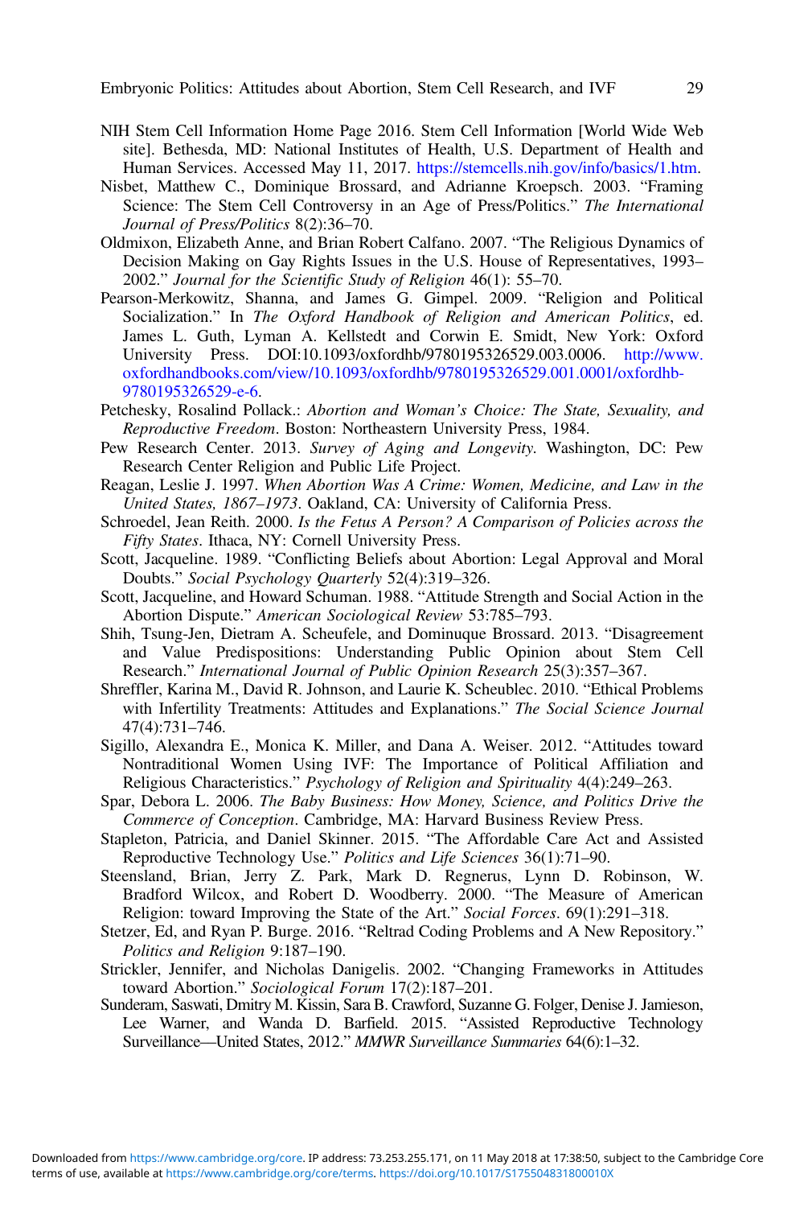NIH Stem Cell Information Home Page 2016. Stem Cell Information [World Wide Web site]. Bethesda, MD: National Institutes of Health, U.S. Department of Health and Human Services. Accessed May 11, 2017. https://stemcells.nih.gov/info/basics/1.htm.

Nisbet, Matthew C., Dominique Brossard, and Adrianne Kroepsch. 2003. "Framing Science: The Stem Cell Controversy in an Age of Press/Politics." *The International Journal of Press/Politics* 8(2):36–70.

Oldmixon, Elizabeth Anne, and Brian Robert Calfano. 2007. "The Religious Dynamics of Decision Making on Gay Rights Issues in the U.S. House of Representatives, 1993–2002." *Journal for the Scientific Study of Religion* 46(1): 55–70.

Pearson-Merkowitz, Shanna, and James G. Gimpel. 2009. "Religion and Political Socialization." In *The Oxford Handbook of Religion and American Politics*, ed. James L. Guth, Lyman A. Kellstedt and Corwin E. Smidt, New York: Oxford University Press. DOI:10.1093/oxfordhb/9780195326529.003.0006. http://www.oxfordhandbooks.com/view/10.1093/oxfordhb/9780195326529.001.0001/oxfordhb-9780195326529-e-6.

Petchesky, Rosalind Pollack.: *Abortion and Woman's Choice: The State, Sexuality, and Reproductive Freedom*. Boston: Northeastern University Press, 1984.

Pew Research Center. 2013. *Survey of Aging and Longevity*. Washington, DC: Pew Research Center Religion and Public Life Project.

Reagan, Leslie J. 1997. *When Abortion Was A Crime: Women, Medicine, and Law in the United States, 1867–1973*. Oakland, CA: University of California Press.

Schroedel, Jean Reith. 2000. *Is the Fetus A Person? A Comparison of Policies across the Fifty States*. Ithaca, NY: Cornell University Press.

Scott, Jacqueline. 1989. "Conflicting Beliefs about Abortion: Legal Approval and Moral Doubts." *Social Psychology Quarterly* 52(4):319–326.

Scott, Jacqueline, and Howard Schuman. 1988. "Attitude Strength and Social Action in the Abortion Dispute." *American Sociological Review* 53:785–793.

Shih, Tsung-Jen, Dietram A. Scheufele, and Dominuque Brossard. 2013. "Disagreement and Value Predispositions: Understanding Public Opinion about Stem Cell Research." *International Journal of Public Opinion Research* 25(3):357–367.

Shreffler, Karina M., David R. Johnson, and Laurie K. Scheublec. 2010. "Ethical Problems with Infertility Treatments: Attitudes and Explanations." *The Social Science Journal* 47(4):731–746.

Sigillo, Alexandra E., Monica K. Miller, and Dana A. Weiser. 2012. "Attitudes toward Nontraditional Women Using IVF: The Importance of Political Affiliation and Religious Characteristics." *Psychology of Religion and Spirituality* 4(4):249–263.

Spar, Debora L. 2006. *The Baby Business: How Money, Science, and Politics Drive the Commerce of Conception*. Cambridge, MA: Harvard Business Review Press.

Stapleton, Patricia, and Daniel Skinner. 2015. "The Affordable Care Act and Assisted Reproductive Technology Use." *Politics and Life Sciences* 36(1):71–90.

Steensland, Brian, Jerry Z. Park, Mark D. Regnerus, Lynn D. Robinson, W. Bradford Wilcox, and Robert D. Woodberry. 2000. "The Measure of American Religion: toward Improving the State of the Art." *Social Forces*. 69(1):291–318.

Stetzer, Ed, and Ryan P. Burge. 2016. "Reltrad Coding Problems and A New Repository." *Politics and Religion* 9:187–190.

Strickler, Jennifer, and Nicholas Danigelis. 2002. "Changing Frameworks in Attitudes toward Abortion." *Sociological Forum* 17(2):187–201.

Sunderam, Saswati, Dmitry M. Kissin, Sara B. Crawford, Suzanne G. Folger, Denise J. Jamieson, Lee Warner, and Wanda D. Barfield. 2015. "Assisted Reproductive Technology Surveillance—United States, 2012." *MMWR Surveillance Summaries* 64(6):1–32.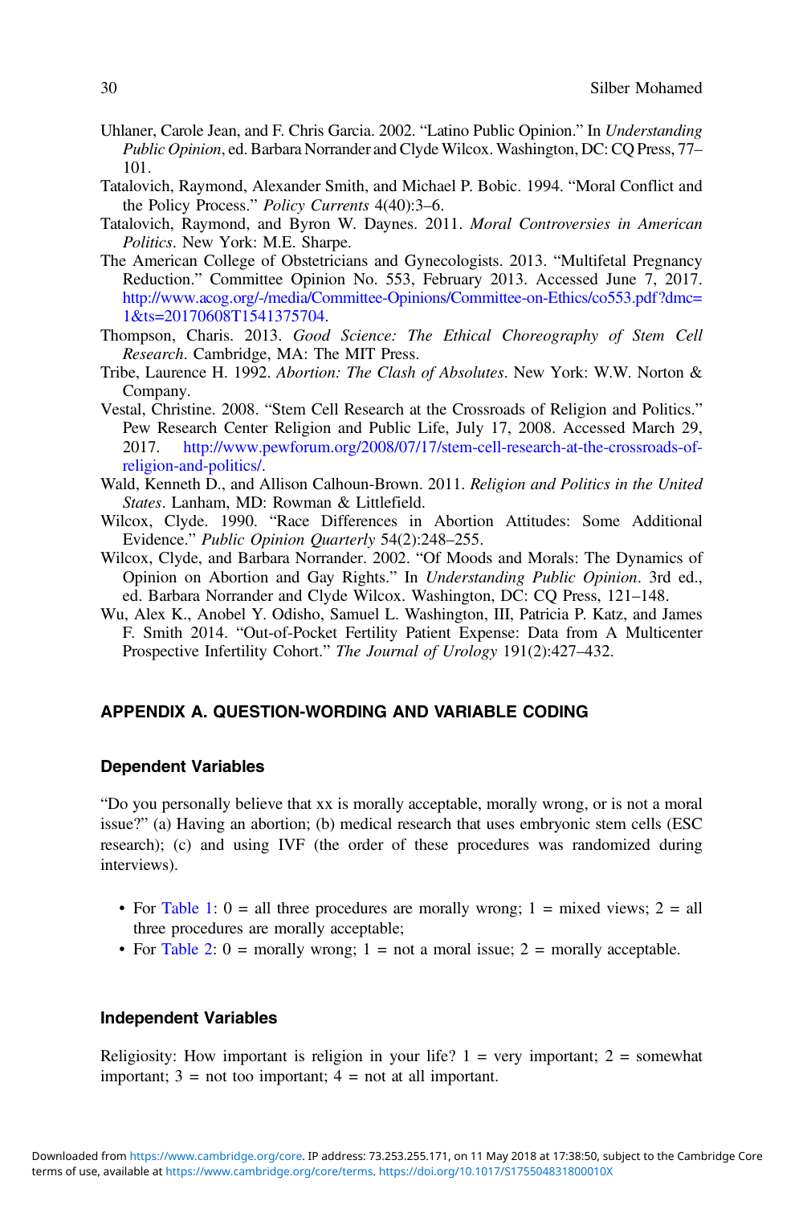Uhlaner, Carole Jean, and F. Chris Garcia. 2002. "Latino Public Opinion." In *Understanding Public Opinion*, ed. Barbara Norrander and Clyde Wilcox. Washington, DC: CQ Press, 77–101.

Tatalovich, Raymond, Alexander Smith, and Michael P. Bobic. 1994. "Moral Conflict and the Policy Process." *Policy Currents* 4(40):3–6.

Tatalovich, Raymond, and Byron W. Daynes. 2011. *Moral Controversies in American Politics*. New York: M.E. Sharpe.

The American College of Obstetricians and Gynecologists. 2013. "Multifetal Pregnancy Reduction." Committee Opinion No. 553, February 2013. Accessed June 7, 2017. http://www.acog.org/-/media/Committee-Opinions/Committee-on-Ethics/co553.pdf?dmc=1&ts=20170608T1541375704.

Thompson, Charis. 2013. *Good Science: The Ethical Choreography of Stem Cell Research*. Cambridge, MA: The MIT Press.

Tribe, Laurence H. 1992. *Abortion: The Clash of Absolutes*. New York: W.W. Norton & Company.

Vestal, Christine. 2008. "Stem Cell Research at the Crossroads of Religion and Politics." Pew Research Center Religion and Public Life, July 17, 2008. Accessed March 29, 2017. http://www.pewforum.org/2008/07/17/stem-cell-research-at-the-crossroads-of-religion-and-politics/.

Wald, Kenneth D., and Allison Calhoun-Brown. 2011. *Religion and Politics in the United States*. Lanham, MD: Rowman & Littlefield.

Wilcox, Clyde. 1990. "Race Differences in Abortion Attitudes: Some Additional Evidence." *Public Opinion Quarterly* 54(2):248–255.

Wilcox, Clyde, and Barbara Norrander. 2002. "Of Moods and Morals: The Dynamics of Opinion on Abortion and Gay Rights." In *Understanding Public Opinion*. 3rd ed., ed. Barbara Norrander and Clyde Wilcox. Washington, DC: CQ Press, 121–148.

Wu, Alex K., Anobel Y. Odisho, Samuel L. Washington, III, Patricia P. Katz, and James F. Smith 2014. "Out-of-Pocket Fertility Patient Expense: Data from A Multicenter Prospective Infertility Cohort." *The Journal of Urology* 191(2):427–432.

## APPENDIX A. QUESTION-WORDING AND VARIABLE CODING

### Dependent Variables

"Do you personally believe that xx is morally acceptable, morally wrong, or is not a moral issue?" (a) Having an abortion; (b) medical research that uses embryonic stem cells (ESC research); (c) and using IVF (the order of these procedures was randomized during interviews).

- For Table 1: 0 = all three procedures are morally wrong; 1 = mixed views; 2 = all three procedures are morally acceptable;
- For Table 2: 0 = morally wrong; 1 = not a moral issue; 2 = morally acceptable.

### Independent Variables

Religiosity: How important is religion in your life? 1 = very important; 2 = somewhat important; 3 = not too important; 4 = not at all important.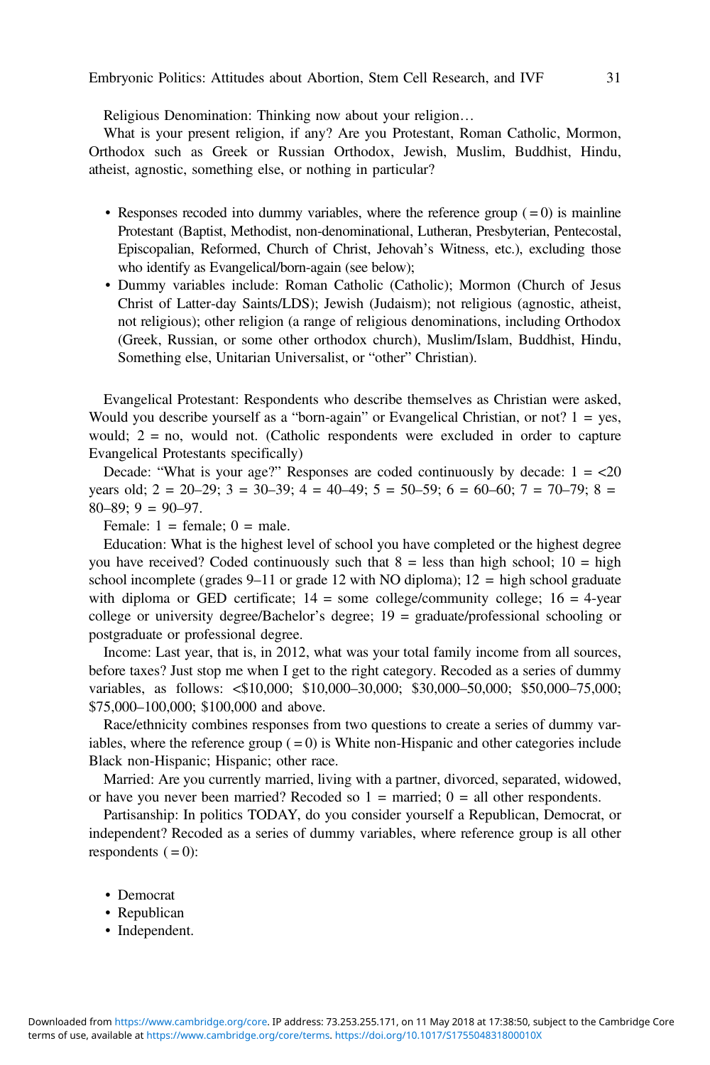Religious Denomination: Thinking now about your religion…

What is your present religion, if any? Are you Protestant, Roman Catholic, Mormon, Orthodox such as Greek or Russian Orthodox, Jewish, Muslim, Buddhist, Hindu, atheist, agnostic, something else, or nothing in particular?

- Responses recoded into dummy variables, where the reference group (= 0) is mainline Protestant (Baptist, Methodist, non-denominational, Lutheran, Presbyterian, Pentecostal, Episcopalian, Reformed, Church of Christ, Jehovah's Witness, etc.), excluding those who identify as Evangelical/born-again (see below);
- Dummy variables include: Roman Catholic (Catholic); Mormon (Church of Jesus Christ of Latter-day Saints/LDS); Jewish (Judaism); not religious (agnostic, atheist, not religious); other religion (a range of religious denominations, including Orthodox (Greek, Russian, or some other orthodox church), Muslim/Islam, Buddhist, Hindu, Something else, Unitarian Universalist, or "other" Christian).

Evangelical Protestant: Respondents who describe themselves as Christian were asked, Would you describe yourself as a "born-again" or Evangelical Christian, or not? 1 = yes, would; 2 = no, would not. (Catholic respondents were excluded in order to capture Evangelical Protestants specifically)

Decade: "What is your age?" Responses are coded continuously by decade: 1 = <20 years old; 2 = 20–29; 3 = 30–39; 4 = 40–49; 5 = 50–59; 6 = 60–60; 7 = 70–79; 8 = 80–89; 9 = 90–97.

Female: 1 = female; 0 = male.

Education: What is the highest level of school you have completed or the highest degree you have received? Coded continuously such that 8 = less than high school; 10 = high school incomplete (grades 9–11 or grade 12 with NO diploma); 12 = high school graduate with diploma or GED certificate; 14 = some college/community college; 16 = 4-year college or university degree/Bachelor's degree; 19 = graduate/professional schooling or postgraduate or professional degree.

Income: Last year, that is, in 2012, what was your total family income from all sources, before taxes? Just stop me when I get to the right category. Recoded as a series of dummy variables, as follows: <$10,000; $10,000–30,000; $30,000–50,000; $50,000–75,000; $75,000–100,000; $100,000 and above.

Race/ethnicity combines responses from two questions to create a series of dummy variables, where the reference group (= 0) is White non-Hispanic and other categories include Black non-Hispanic; Hispanic; other race.

Married: Are you currently married, living with a partner, divorced, separated, widowed, or have you never been married? Recoded so 1 = married; 0 = all other respondents.

Partisanship: In politics TODAY, do you consider yourself a Republican, Democrat, or independent? Recoded as a series of dummy variables, where reference group is all other respondents (= 0):

- Democrat
- Republican
- Independent.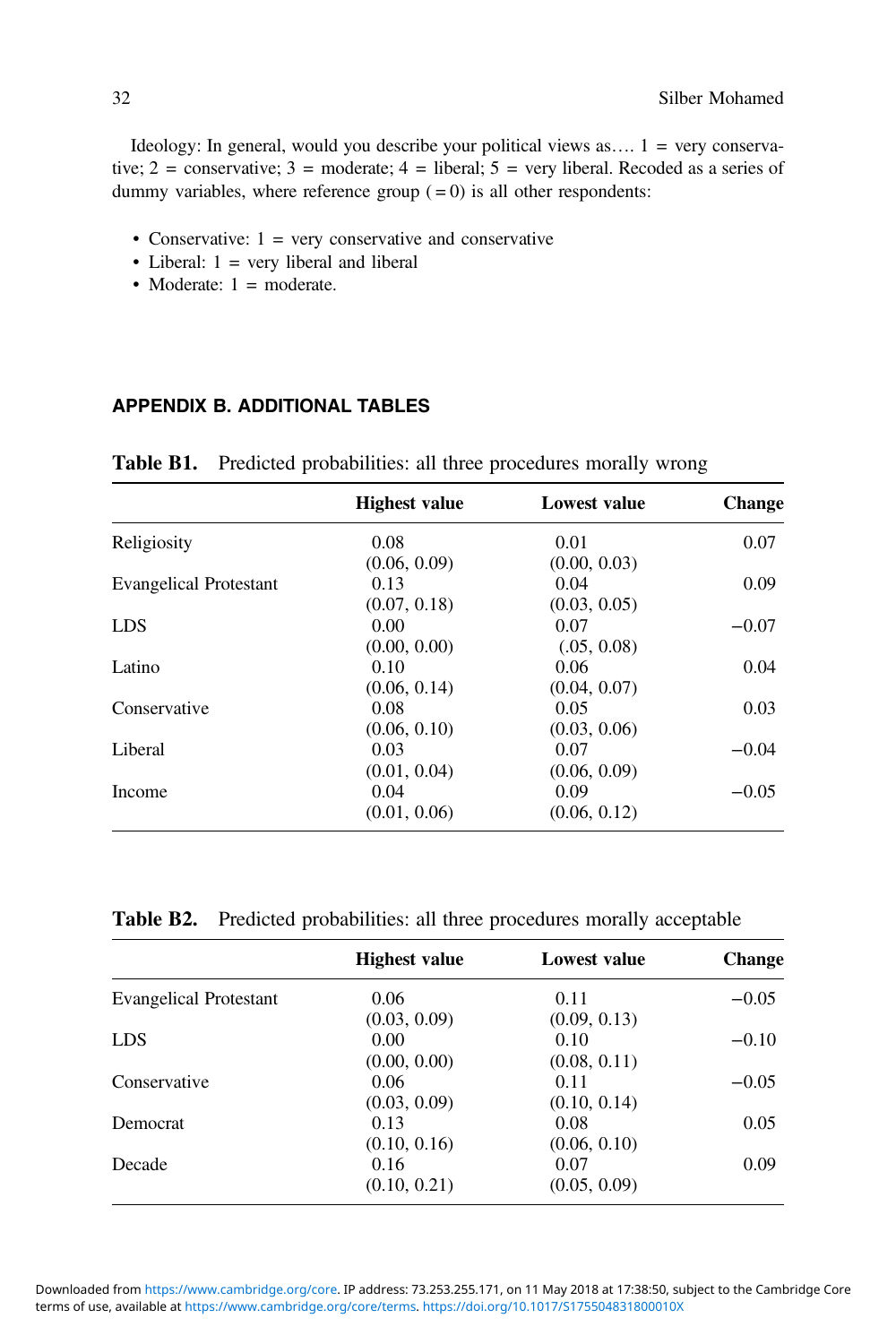Ideology: In general, would you describe your political views as…. 1 = very conservative; 2 = conservative; 3 = moderate; 4 = liberal; 5 = very liberal. Recoded as a series of dummy variables, where reference group (= 0) is all other respondents:

- Conservative: 1 = very conservative and conservative
- Liberal: 1 = very liberal and liberal
- Moderate: 1 = moderate.

## APPENDIX B. ADDITIONAL TABLES

**Table B1.** Predicted probabilities: all three procedures morally wrong

| | Highest value | Lowest value | Change |
|---|---|---|---|
| Religiosity | 0.08<br>(0.06, 0.09) | 0.01<br>(0.00, 0.03) | 0.07 |
| Evangelical Protestant | 0.13<br>(0.07, 0.18) | 0.04<br>(0.03, 0.05) | 0.09 |
| LDS | 0.00<br>(0.00, 0.00) | 0.07<br>(.05, 0.08) | −0.07 |
| Latino | 0.10<br>(0.06, 0.14) | 0.06<br>(0.04, 0.07) | 0.04 |
| Conservative | 0.08<br>(0.06, 0.10) | 0.05<br>(0.03, 0.06) | 0.03 |
| Liberal | 0.03<br>(0.01, 0.04) | 0.07<br>(0.06, 0.09) | −0.04 |
| Income | 0.04<br>(0.01, 0.06) | 0.09<br>(0.06, 0.12) | −0.05 |

**Table B2.** Predicted probabilities: all three procedures morally acceptable

| | Highest value | Lowest value | Change |
|---|---|---|---|
| Evangelical Protestant | 0.06<br>(0.03, 0.09) | 0.11<br>(0.09, 0.13) | −0.05 |
| LDS | 0.00<br>(0.00, 0.00) | 0.10<br>(0.08, 0.11) | −0.10 |
| Conservative | 0.06<br>(0.03, 0.09) | 0.11<br>(0.10, 0.14) | −0.05 |
| Democrat | 0.13<br>(0.10, 0.16) | 0.08<br>(0.06, 0.10) | 0.05 |
| Decade | 0.16<br>(0.10, 0.21) | 0.07<br>(0.05, 0.09) | 0.09 |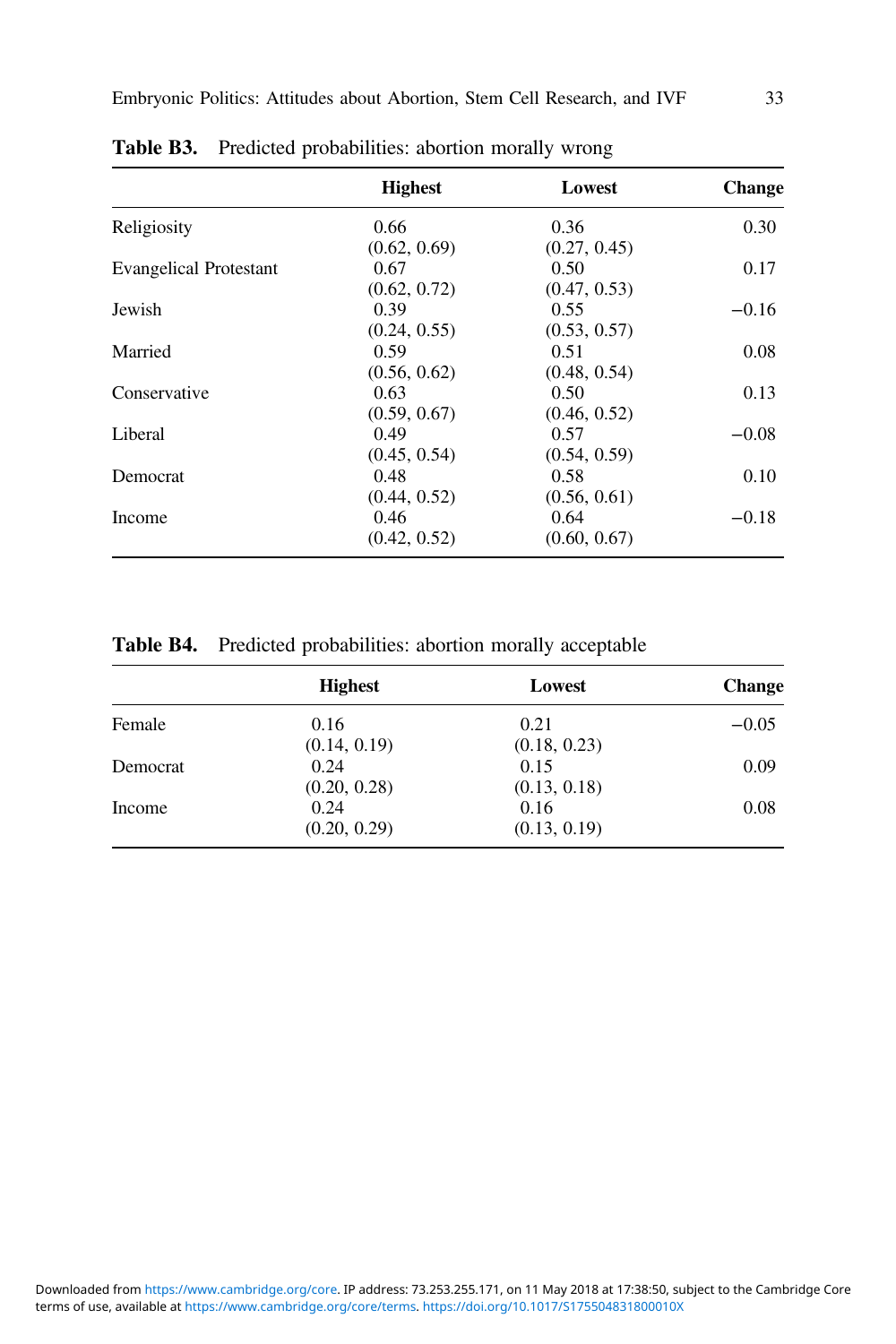**Table B3.** Predicted probabilities: abortion morally wrong

| | Highest | Lowest | Change |
|---|---|---|---|
| Religiosity | 0.66<br>(0.62, 0.69) | 0.36<br>(0.27, 0.45) | 0.30 |
| Evangelical Protestant | 0.67<br>(0.62, 0.72) | 0.50<br>(0.47, 0.53) | 0.17 |
| Jewish | 0.39<br>(0.24, 0.55) | 0.55<br>(0.53, 0.57) | −0.16 |
| Married | 0.59<br>(0.56, 0.62) | 0.51<br>(0.48, 0.54) | 0.08 |
| Conservative | 0.63<br>(0.59, 0.67) | 0.50<br>(0.46, 0.52) | 0.13 |
| Liberal | 0.49<br>(0.45, 0.54) | 0.57<br>(0.54, 0.59) | −0.08 |
| Democrat | 0.48<br>(0.44, 0.52) | 0.58<br>(0.56, 0.61) | 0.10 |
| Income | 0.46<br>(0.42, 0.52) | 0.64<br>(0.60, 0.67) | −0.18 |

**Table B4.** Predicted probabilities: abortion morally acceptable

| | Highest | Lowest | Change |
|---|---|---|---|
| Female | 0.16<br>(0.14, 0.19) | 0.21<br>(0.18, 0.23) | −0.05 |
| Democrat | 0.24<br>(0.20, 0.28) | 0.15<br>(0.13, 0.18) | 0.09 |
| Income | 0.24<br>(0.20, 0.29) | 0.16<br>(0.13, 0.19) | 0.08 |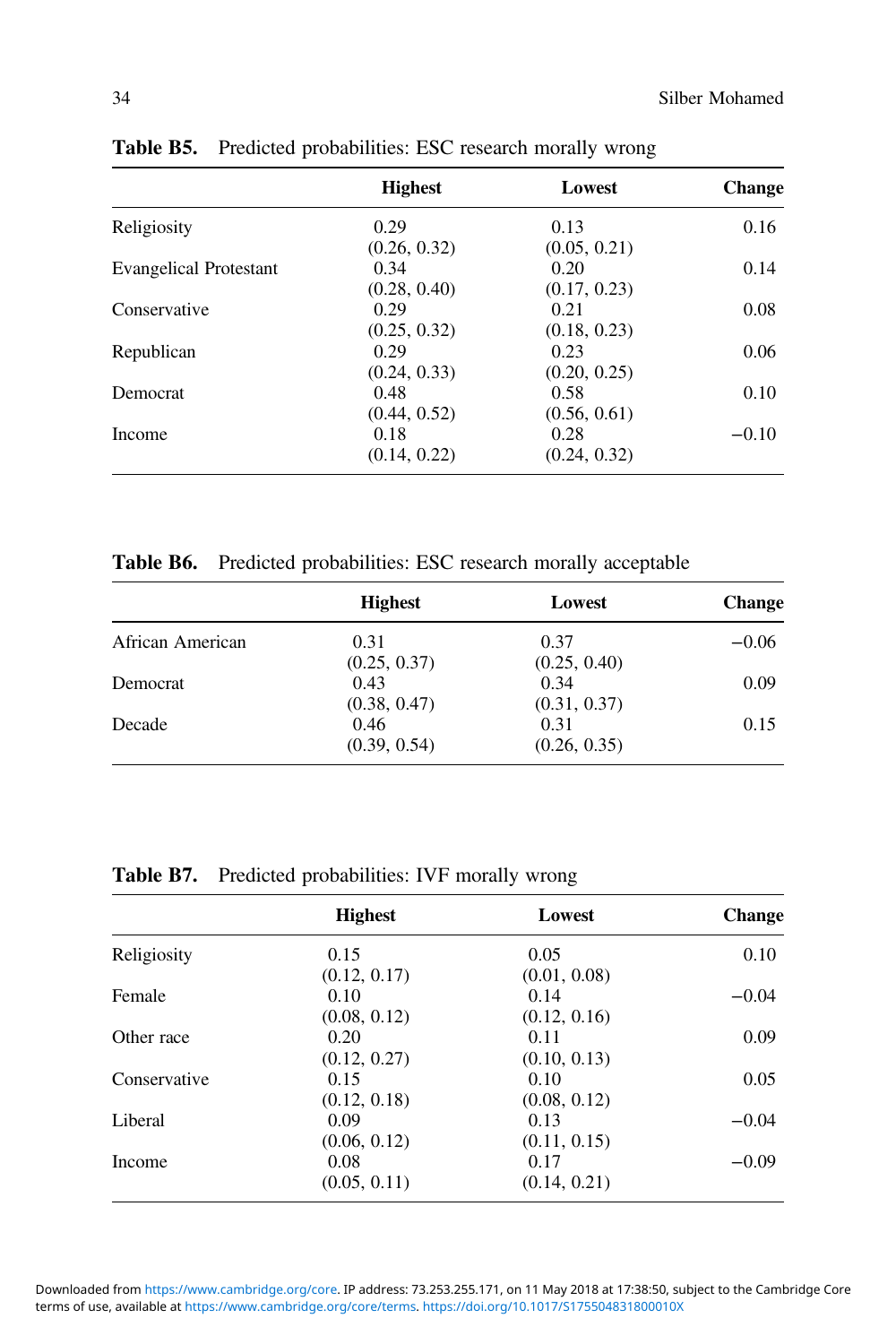**Table B5.** Predicted probabilities: ESC research morally wrong

| | Highest | Lowest | Change |
|---|---|---|---|
| Religiosity | 0.29<br>(0.26, 0.32) | 0.13<br>(0.05, 0.21) | 0.16 |
| Evangelical Protestant | 0.34<br>(0.28, 0.40) | 0.20<br>(0.17, 0.23) | 0.14 |
| Conservative | 0.29<br>(0.25, 0.32) | 0.21<br>(0.18, 0.23) | 0.08 |
| Republican | 0.29<br>(0.24, 0.33) | 0.23<br>(0.20, 0.25) | 0.06 |
| Democrat | 0.48<br>(0.44, 0.52) | 0.58<br>(0.56, 0.61) | 0.10 |
| Income | 0.18<br>(0.14, 0.22) | 0.28<br>(0.24, 0.32) | −0.10 |

**Table B6.** Predicted probabilities: ESC research morally acceptable

| | Highest | Lowest | Change |
|---|---|---|---|
| African American | 0.31<br>(0.25, 0.37) | 0.37<br>(0.25, 0.40) | −0.06 |
| Democrat | 0.43<br>(0.38, 0.47) | 0.34<br>(0.31, 0.37) | 0.09 |
| Decade | 0.46<br>(0.39, 0.54) | 0.31<br>(0.26, 0.35) | 0.15 |

**Table B7.** Predicted probabilities: IVF morally wrong

| | Highest | Lowest | Change |
|---|---|---|---|
| Religiosity | 0.15<br>(0.12, 0.17) | 0.05<br>(0.01, 0.08) | 0.10 |
| Female | 0.10<br>(0.08, 0.12) | 0.14<br>(0.12, 0.16) | −0.04 |
| Other race | 0.20<br>(0.12, 0.27) | 0.11<br>(0.10, 0.13) | 0.09 |
| Conservative | 0.15<br>(0.12, 0.18) | 0.10<br>(0.08, 0.12) | 0.05 |
| Liberal | 0.09<br>(0.06, 0.12) | 0.13<br>(0.11, 0.15) | −0.04 |
| Income | 0.08<br>(0.05, 0.11) | 0.17<br>(0.14, 0.21) | −0.09 |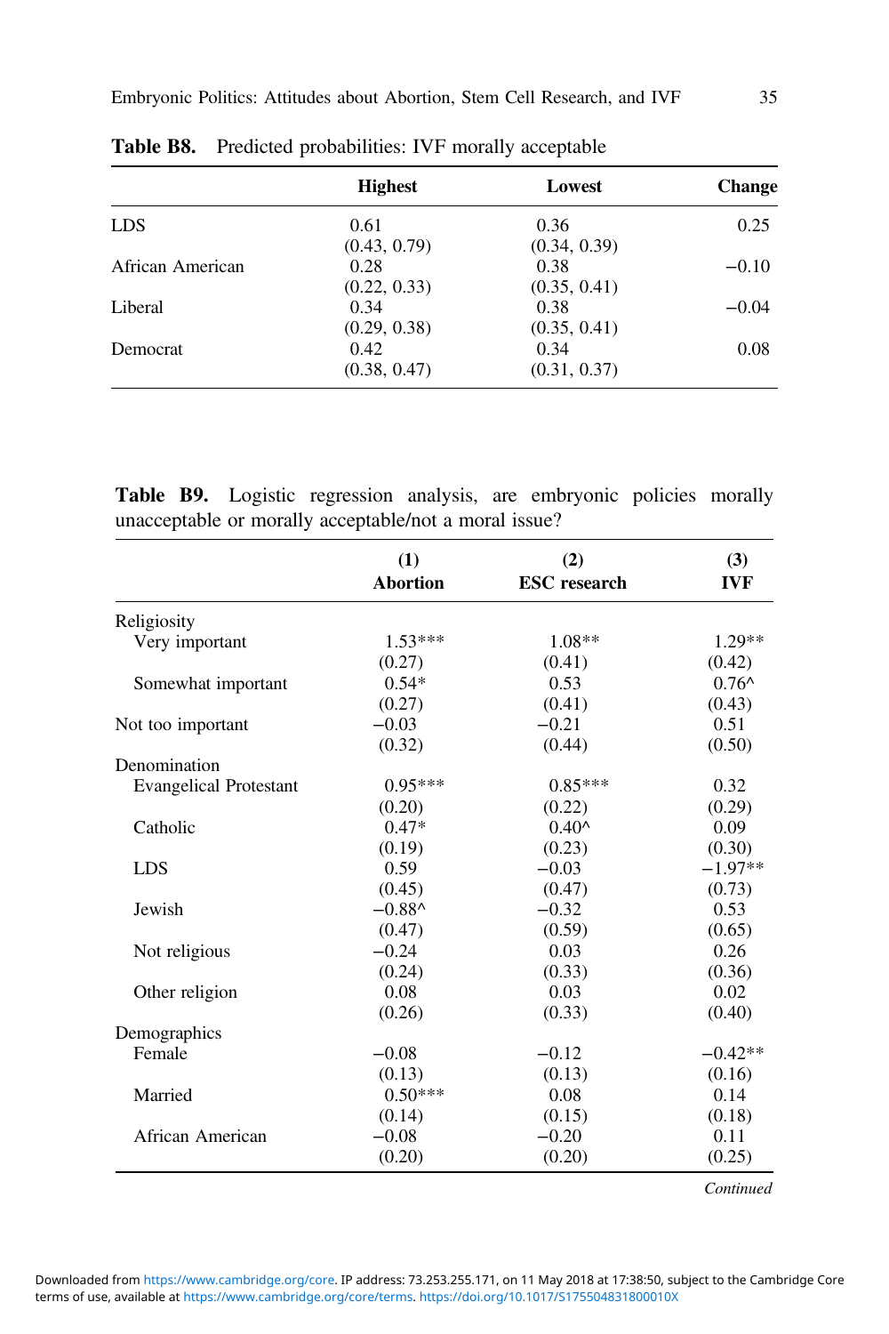**Table B8.** Predicted probabilities: IVF morally acceptable

| | Highest | Lowest | Change |
|---|---|---|---|
| LDS | 0.61 | 0.36 | 0.25 |
| | (0.43, 0.79) | (0.34, 0.39) | |
| African American | 0.28 | 0.38 | −0.10 |
| | (0.22, 0.33) | (0.35, 0.41) | |
| Liberal | 0.34 | 0.38 | −0.04 |
| | (0.29, 0.38) | (0.35, 0.41) | |
| Democrat | 0.42 | 0.34 | 0.08 |
| | (0.38, 0.47) | (0.31, 0.37) | |

**Table B9.** Logistic regression analysis, are embryonic policies morally unacceptable or morally acceptable/not a moral issue?

| | (1) Abortion | (2) ESC research | (3) IVF |
|---|---|---|---|
| Religiosity | | | |
| Very important | 1.53*** | 1.08** | 1.29** |
| | (0.27) | (0.41) | (0.42) |
| Somewhat important | 0.54* | 0.53 | 0.76^ |
| | (0.27) | (0.41) | (0.43) |
| Not too important | −0.03 | −0.21 | 0.51 |
| | (0.32) | (0.44) | (0.50) |
| Denomination | | | |
| Evangelical Protestant | 0.95*** | 0.85*** | 0.32 |
| | (0.20) | (0.22) | (0.29) |
| Catholic | 0.47* | 0.40^ | 0.09 |
| | (0.19) | (0.23) | (0.30) |
| LDS | 0.59 | −0.03 | −1.97** |
| | (0.45) | (0.47) | (0.73) |
| Jewish | −0.88^ | −0.32 | 0.53 |
| | (0.47) | (0.59) | (0.65) |
| Not religious | −0.24 | 0.03 | 0.26 |
| | (0.24) | (0.33) | (0.36) |
| Other religion | 0.08 | 0.03 | 0.02 |
| | (0.26) | (0.33) | (0.40) |
| Demographics | | | |
| Female | −0.08 | −0.12 | −0.42** |
| | (0.13) | (0.13) | (0.16) |
| Married | 0.50*** | 0.08 | 0.14 |
| | (0.14) | (0.15) | (0.18) |
| African American | −0.08 | −0.20 | 0.11 |
| | (0.20) | (0.20) | (0.25) |

*Continued*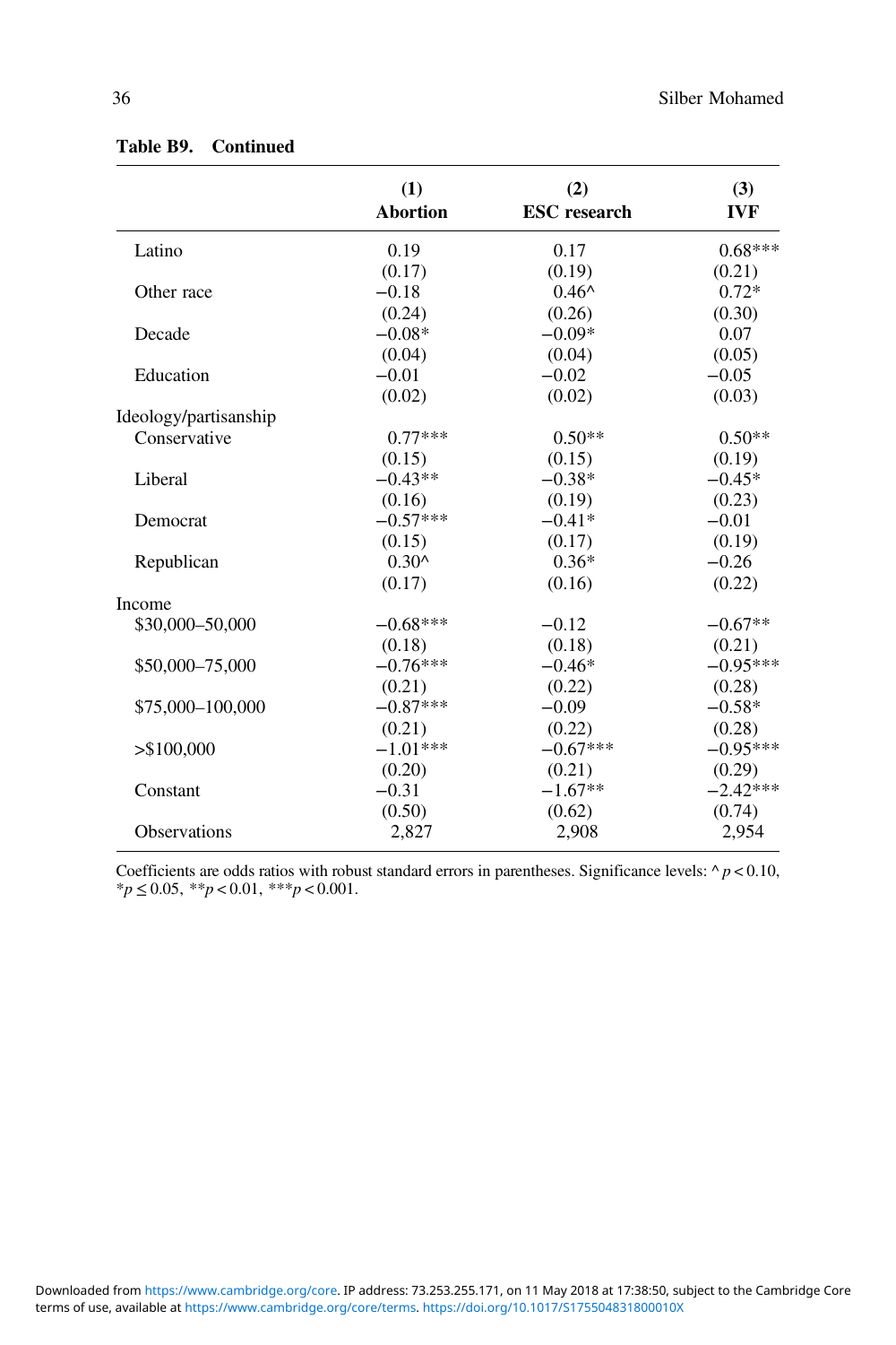**Table B9. Continued**

| | (1) Abortion | (2) ESC research | (3) IVF |
|---|---|---|---|
| Latino | 0.19 | 0.17 | 0.68*** |
| | (0.17) | (0.19) | (0.21) |
| Other race | −0.18 | 0.46^ | 0.72* |
| | (0.24) | (0.26) | (0.30) |
| Decade | −0.08* | −0.09* | 0.07 |
| | (0.04) | (0.04) | (0.05) |
| Education | −0.01 | −0.02 | −0.05 |
| | (0.02) | (0.02) | (0.03) |
| Ideology/partisanship | | | |
| Conservative | 0.77*** | 0.50** | 0.50** |
| | (0.15) | (0.15) | (0.19) |
| Liberal | −0.43** | −0.38* | −0.45* |
| | (0.16) | (0.19) | (0.23) |
| Democrat | −0.57*** | −0.41* | −0.01 |
| | (0.15) | (0.17) | (0.19) |
| Republican | 0.30^ | 0.36* | −0.26 |
| | (0.17) | (0.16) | (0.22) |
| Income | | | |
| \$30,000–50,000 | −0.68*** | −0.12 | −0.67** |
| | (0.18) | (0.18) | (0.21) |
| \$50,000–75,000 | −0.76*** | −0.46* | −0.95*** |
| | (0.21) | (0.22) | (0.28) |
| \$75,000–100,000 | −0.87*** | −0.09 | −0.58* |
| | (0.21) | (0.22) | (0.28) |
| >\$100,000 | −1.01*** | −0.67*** | −0.95*** |
| | (0.20) | (0.21) | (0.29) |
| Constant | −0.31 | −1.67** | −2.42*** |
| | (0.50) | (0.62) | (0.74) |
| Observations | 2,827 | 2,908 | 2,954 |

Coefficients are odds ratios with robust standard errors in parentheses. Significance levels: ^ $p < 0.10$, * $p \leq 0.05$, ** $p < 0.01$, *** $p < 0.001$.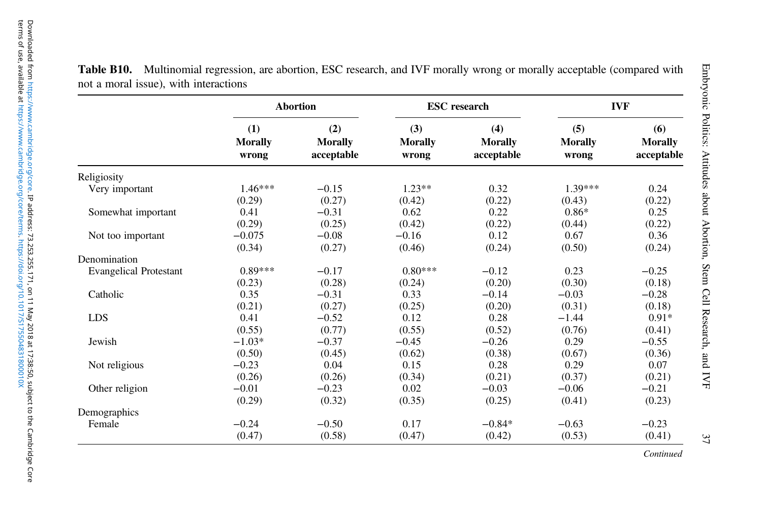**Table B10.** Multinomial regression, are abortion, ESC research, and IVF morally wrong or morally acceptable (compared with not a moral issue), with interactions

| | Abortion | | ESC research | | IVF | |
|---|---|---|---|---|---|---|
| | (1) Morally wrong | (2) Morally acceptable | (3) Morally wrong | (4) Morally acceptable | (5) Morally wrong | (6) Morally acceptable |
| **Religiosity** | | | | | | |
| Very important | 1.46*** | −0.15 | 1.23** | 0.32 | 1.39*** | 0.24 |
| | (0.29) | (0.27) | (0.42) | (0.22) | (0.43) | (0.22) |
| Somewhat important | 0.41 | −0.31 | 0.62 | 0.22 | 0.86* | 0.25 |
| | (0.29) | (0.25) | (0.42) | (0.22) | (0.44) | (0.22) |
| Not too important | −0.075 | −0.08 | −0.16 | 0.12 | 0.67 | 0.36 |
| | (0.34) | (0.27) | (0.46) | (0.24) | (0.50) | (0.24) |
| **Denomination** | | | | | | |
| Evangelical Protestant | 0.89*** | −0.17 | 0.80*** | −0.12 | 0.23 | −0.25 |
| | (0.23) | (0.28) | (0.24) | (0.20) | (0.30) | (0.18) |
| Catholic | 0.35 | −0.31 | 0.33 | −0.14 | −0.03 | −0.28 |
| | (0.21) | (0.27) | (0.25) | (0.20) | (0.31) | (0.18) |
| LDS | 0.41 | −0.52 | 0.12 | 0.28 | −1.44 | 0.91* |
| | (0.55) | (0.77) | (0.55) | (0.52) | (0.76) | (0.41) |
| Jewish | −1.03* | −0.37 | −0.45 | −0.26 | 0.29 | −0.55 |
| | (0.50) | (0.45) | (0.62) | (0.38) | (0.67) | (0.36) |
| Not religious | −0.23 | 0.04 | 0.15 | 0.28 | 0.29 | 0.07 |
| | (0.26) | (0.26) | (0.34) | (0.21) | (0.37) | (0.21) |
| Other religion | −0.01 | −0.23 | 0.02 | −0.03 | −0.06 | −0.21 |
| | (0.29) | (0.32) | (0.35) | (0.25) | (0.41) | (0.23) |
| **Demographics** | | | | | | |
| Female | −0.24 | −0.50 | 0.17 | −0.84* | −0.63 | −0.23 |
| | (0.47) | (0.58) | (0.47) | (0.42) | (0.53) | (0.41) |

*Continued*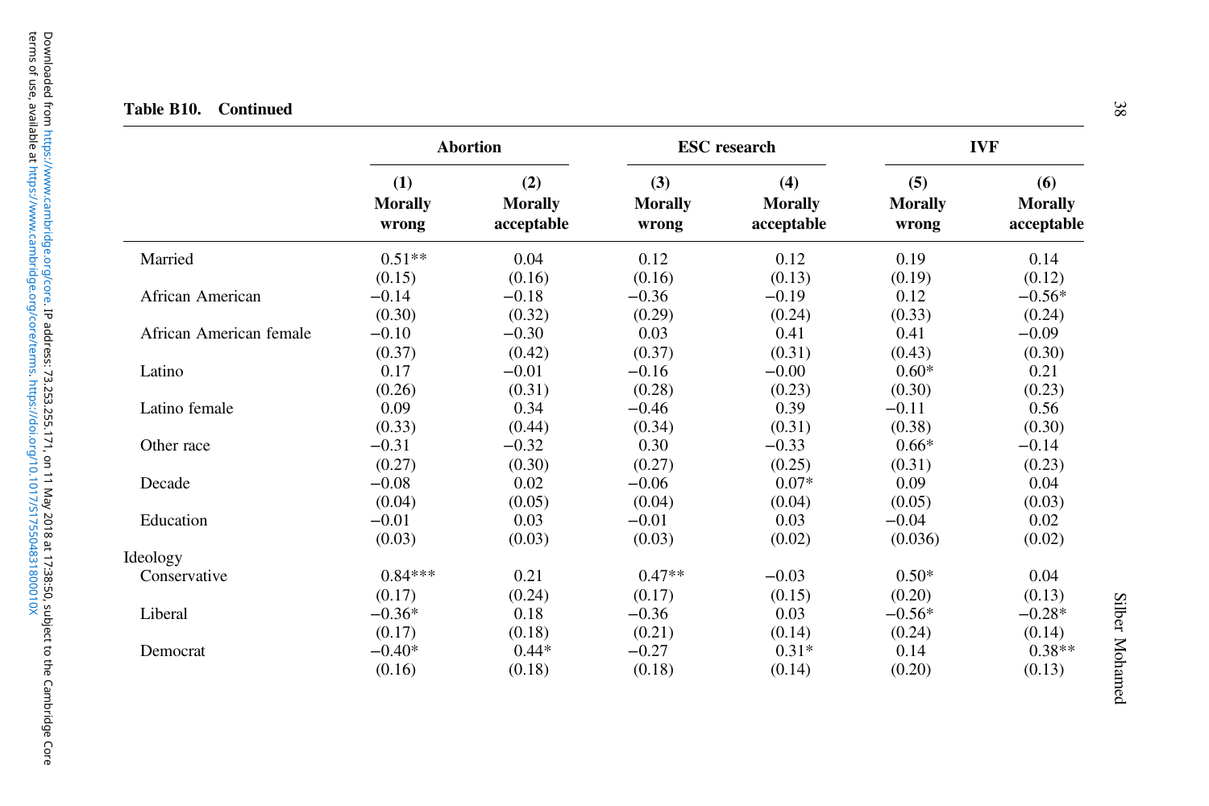**Table B10. Continued**

| | Abortion | | ESC research | | IVF | |
|---|---|---|---|---|---|---|
| | (1) Morally wrong | (2) Morally acceptable | (3) Morally wrong | (4) Morally acceptable | (5) Morally wrong | (6) Morally acceptable |
| Married | 0.51** | 0.04 | 0.12 | 0.12 | 0.19 | 0.14 |
| | (0.15) | (0.16) | (0.16) | (0.13) | (0.19) | (0.12) |
| African American | −0.14 | −0.18 | −0.36 | −0.19 | 0.12 | −0.56* |
| | (0.30) | (0.32) | (0.29) | (0.24) | (0.33) | (0.24) |
| African American female | −0.10 | −0.30 | 0.03 | 0.41 | 0.41 | −0.09 |
| | (0.37) | (0.42) | (0.37) | (0.31) | (0.43) | (0.30) |
| Latino | 0.17 | −0.01 | −0.16 | −0.00 | 0.60* | 0.21 |
| | (0.26) | (0.31) | (0.28) | (0.23) | (0.30) | (0.23) |
| Latino female | 0.09 | 0.34 | −0.46 | 0.39 | −0.11 | 0.56 |
| | (0.33) | (0.44) | (0.34) | (0.31) | (0.38) | (0.30) |
| Other race | −0.31 | −0.32 | 0.30 | −0.33 | 0.66* | −0.14 |
| | (0.27) | (0.30) | (0.27) | (0.25) | (0.31) | (0.23) |
| Decade | −0.08 | 0.02 | −0.06 | 0.07* | 0.09 | 0.04 |
| | (0.04) | (0.05) | (0.04) | (0.04) | (0.05) | (0.03) |
| Education | −0.01 | 0.03 | −0.01 | 0.03 | −0.04 | 0.02 |
| | (0.03) | (0.03) | (0.03) | (0.02) | (0.036) | (0.02) |
| Ideology | | | | | | |
| Conservative | 0.84*** | 0.21 | 0.47** | −0.03 | 0.50* | 0.04 |
| | (0.17) | (0.24) | (0.17) | (0.15) | (0.20) | (0.13) |
| Liberal | −0.36* | 0.18 | −0.36 | 0.03 | −0.56* | −0.28* |
| | (0.17) | (0.18) | (0.21) | (0.14) | (0.24) | (0.14) |
| Democrat | −0.40* | 0.44* | −0.27 | 0.31* | 0.14 | 0.38** |
| | (0.16) | (0.18) | (0.18) | (0.14) | (0.20) | (0.13) |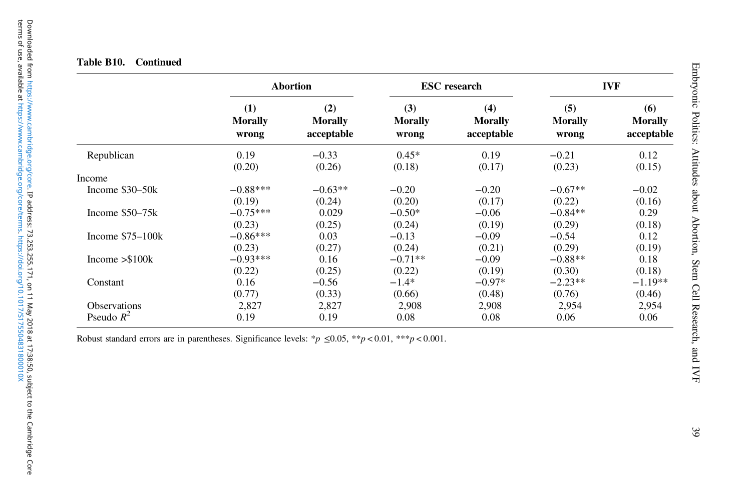**Table B10. Continued**

| | Abortion | | ESC research | | IVF | |
|---|---|---|---|---|---|---|
| | (1) Morally wrong | (2) Morally acceptable | (3) Morally wrong | (4) Morally acceptable | (5) Morally wrong | (6) Morally acceptable |
| Republican | 0.19 | −0.33 | 0.45* | 0.19 | −0.21 | 0.12 |
| | (0.20) | (0.26) | (0.18) | (0.17) | (0.23) | (0.15) |
| Income | | | | | | |
| Income \$30–50k | −0.88*** | −0.63** | −0.20 | −0.20 | −0.67** | −0.02 |
| | (0.19) | (0.24) | (0.20) | (0.17) | (0.22) | (0.16) |
| Income \$50–75k | −0.75*** | 0.029 | −0.50* | −0.06 | −0.84** | 0.29 |
| | (0.23) | (0.25) | (0.24) | (0.19) | (0.29) | (0.18) |
| Income \$75–100k | −0.86*** | 0.03 | −0.13 | −0.09 | −0.54 | 0.12 |
| | (0.23) | (0.27) | (0.24) | (0.21) | (0.29) | (0.19) |
| Income >\$100k | −0.93*** | 0.16 | −0.71** | −0.09 | −0.88** | 0.18 |
| | (0.22) | (0.25) | (0.22) | (0.19) | (0.30) | (0.18) |
| Constant | 0.16 | −0.56 | −1.4* | −0.97* | −2.23** | −1.19** |
| | (0.77) | (0.33) | (0.66) | (0.48) | (0.76) | (0.46) |
| Observations | 2,827 | 2,827 | 2,908 | 2,908 | 2,954 | 2,954 |
| Pseudo $R^2$ | 0.19 | 0.19 | 0.08 | 0.08 | 0.06 | 0.06 |

Robust standard errors are in parentheses. Significance levels: *$p \leq 0.05$, **$p < 0.01$, ***$p < 0.001$.